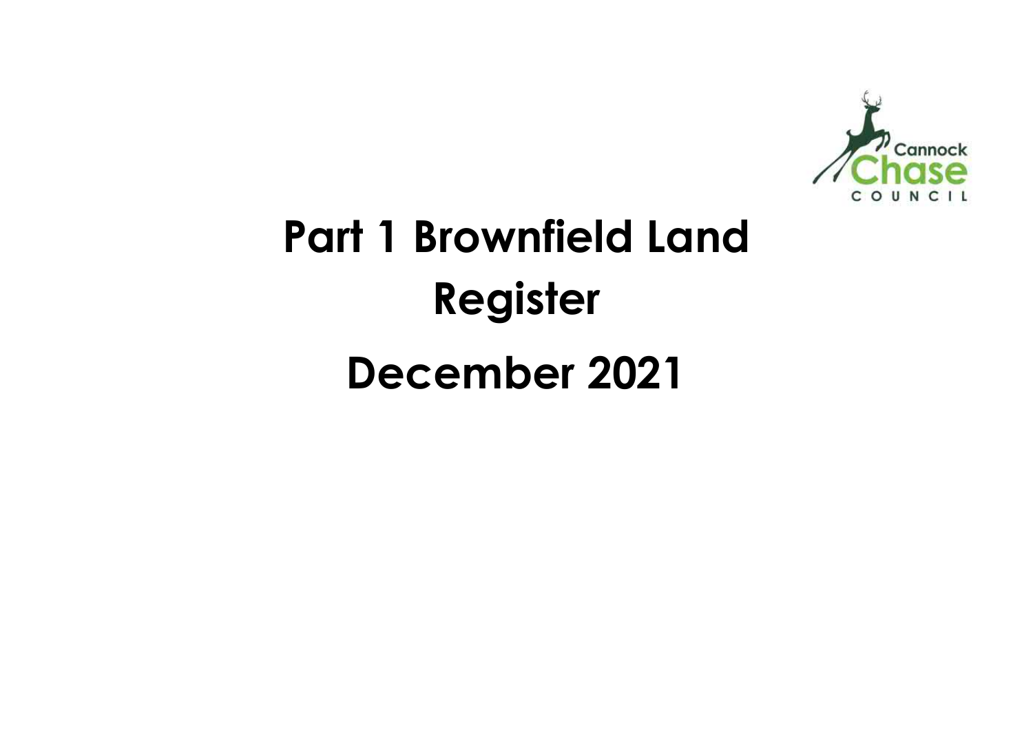Cannock Chase COUNCIL

# Part 1 Brownfield Land Register

# December 2021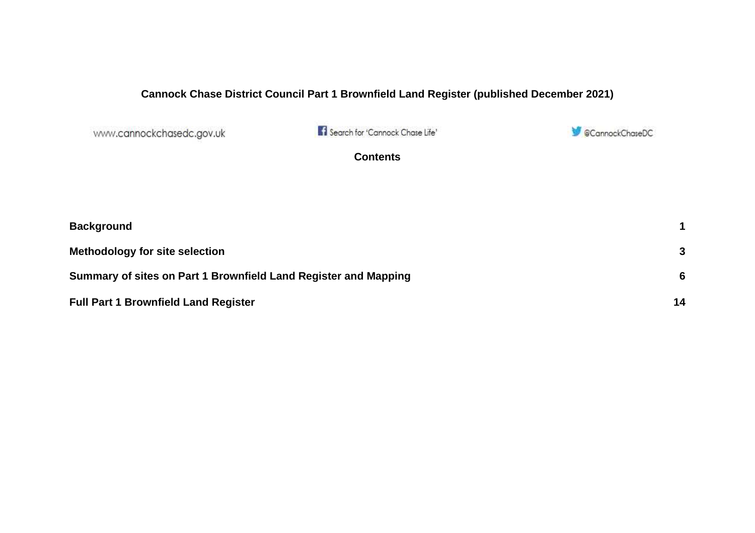# Cannock Chase District Council Part 1 Brownfield Land Register (published December 2021)

www.cannockchasedc.gov.uk

Search for 'Cannock Chase Life'

@CannockChaseDC

## Contents

| | |
|---|---|
| **Background** | **1** |
| **Methodology for site selection** | **3** |
| **Summary of sites on Part 1 Brownfield Land Register and Mapping** | **6** |
| **Full Part 1 Brownfield Land Register** | **14** |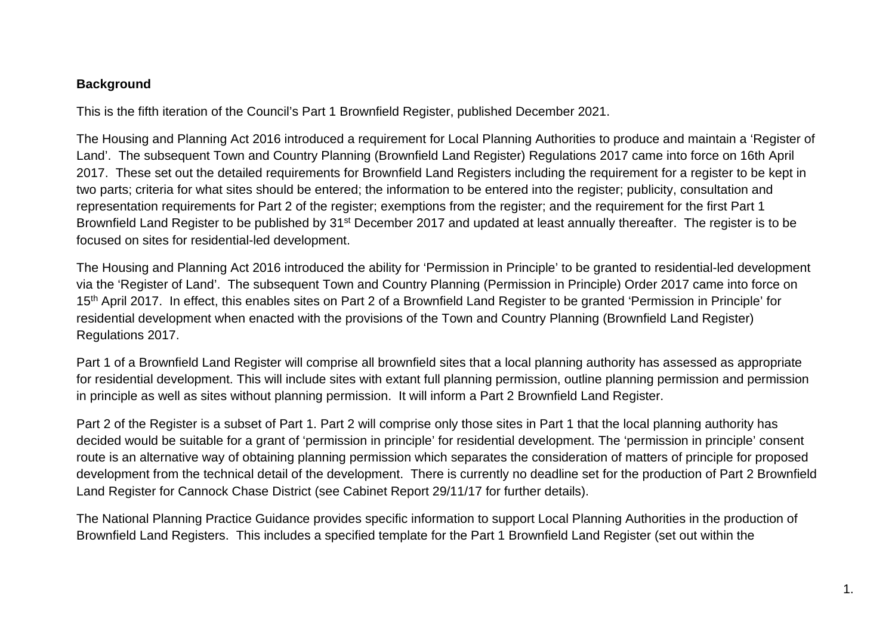**Background**

This is the fifth iteration of the Council's Part 1 Brownfield Register, published December 2021.

The Housing and Planning Act 2016 introduced a requirement for Local Planning Authorities to produce and maintain a 'Register of Land'. The subsequent Town and Country Planning (Brownfield Land Register) Regulations 2017 came into force on 16th April 2017. These set out the detailed requirements for Brownfield Land Registers including the requirement for a register to be kept in two parts; criteria for what sites should be entered; the information to be entered into the register; publicity, consultation and representation requirements for Part 2 of the register; exemptions from the register; and the requirement for the first Part 1 Brownfield Land Register to be published by 31st December 2017 and updated at least annually thereafter. The register is to be focused on sites for residential-led development.

The Housing and Planning Act 2016 introduced the ability for 'Permission in Principle' to be granted to residential-led development via the 'Register of Land'. The subsequent Town and Country Planning (Permission in Principle) Order 2017 came into force on 15th April 2017. In effect, this enables sites on Part 2 of a Brownfield Land Register to be granted 'Permission in Principle' for residential development when enacted with the provisions of the Town and Country Planning (Brownfield Land Register) Regulations 2017.

Part 1 of a Brownfield Land Register will comprise all brownfield sites that a local planning authority has assessed as appropriate for residential development. This will include sites with extant full planning permission, outline planning permission and permission in principle as well as sites without planning permission. It will inform a Part 2 Brownfield Land Register.

Part 2 of the Register is a subset of Part 1. Part 2 will comprise only those sites in Part 1 that the local planning authority has decided would be suitable for a grant of 'permission in principle' for residential development. The 'permission in principle' consent route is an alternative way of obtaining planning permission which separates the consideration of matters of principle for proposed development from the technical detail of the development. There is currently no deadline set for the production of Part 2 Brownfield Land Register for Cannock Chase District (see Cabinet Report 29/11/17 for further details).

The National Planning Practice Guidance provides specific information to support Local Planning Authorities in the production of Brownfield Land Registers. This includes a specified template for the Part 1 Brownfield Land Register (set out within the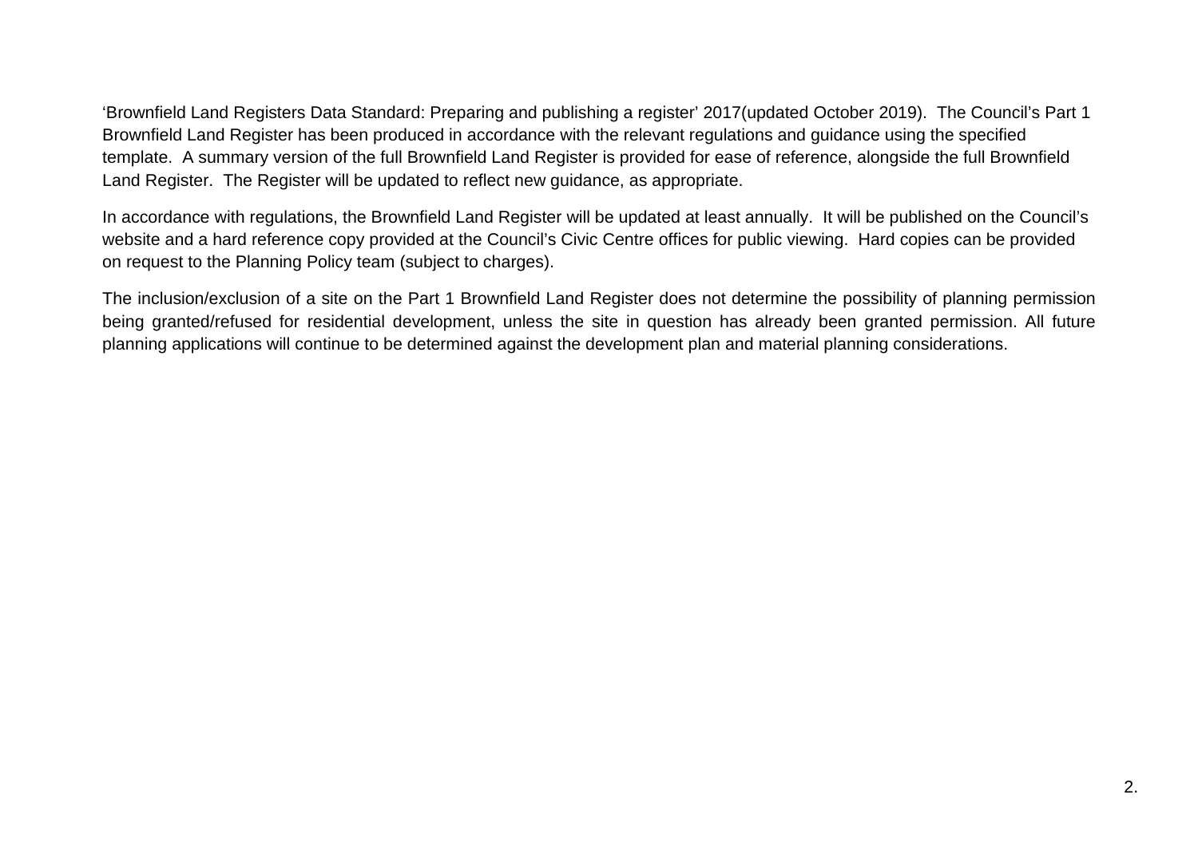'Brownfield Land Registers Data Standard: Preparing and publishing a register' 2017(updated October 2019). The Council's Part 1 Brownfield Land Register has been produced in accordance with the relevant regulations and guidance using the specified template. A summary version of the full Brownfield Land Register is provided for ease of reference, alongside the full Brownfield Land Register. The Register will be updated to reflect new guidance, as appropriate.

In accordance with regulations, the Brownfield Land Register will be updated at least annually. It will be published on the Council's website and a hard reference copy provided at the Council's Civic Centre offices for public viewing. Hard copies can be provided on request to the Planning Policy team (subject to charges).

The inclusion/exclusion of a site on the Part 1 Brownfield Land Register does not determine the possibility of planning permission being granted/refused for residential development, unless the site in question has already been granted permission. All future planning applications will continue to be determined against the development plan and material planning considerations.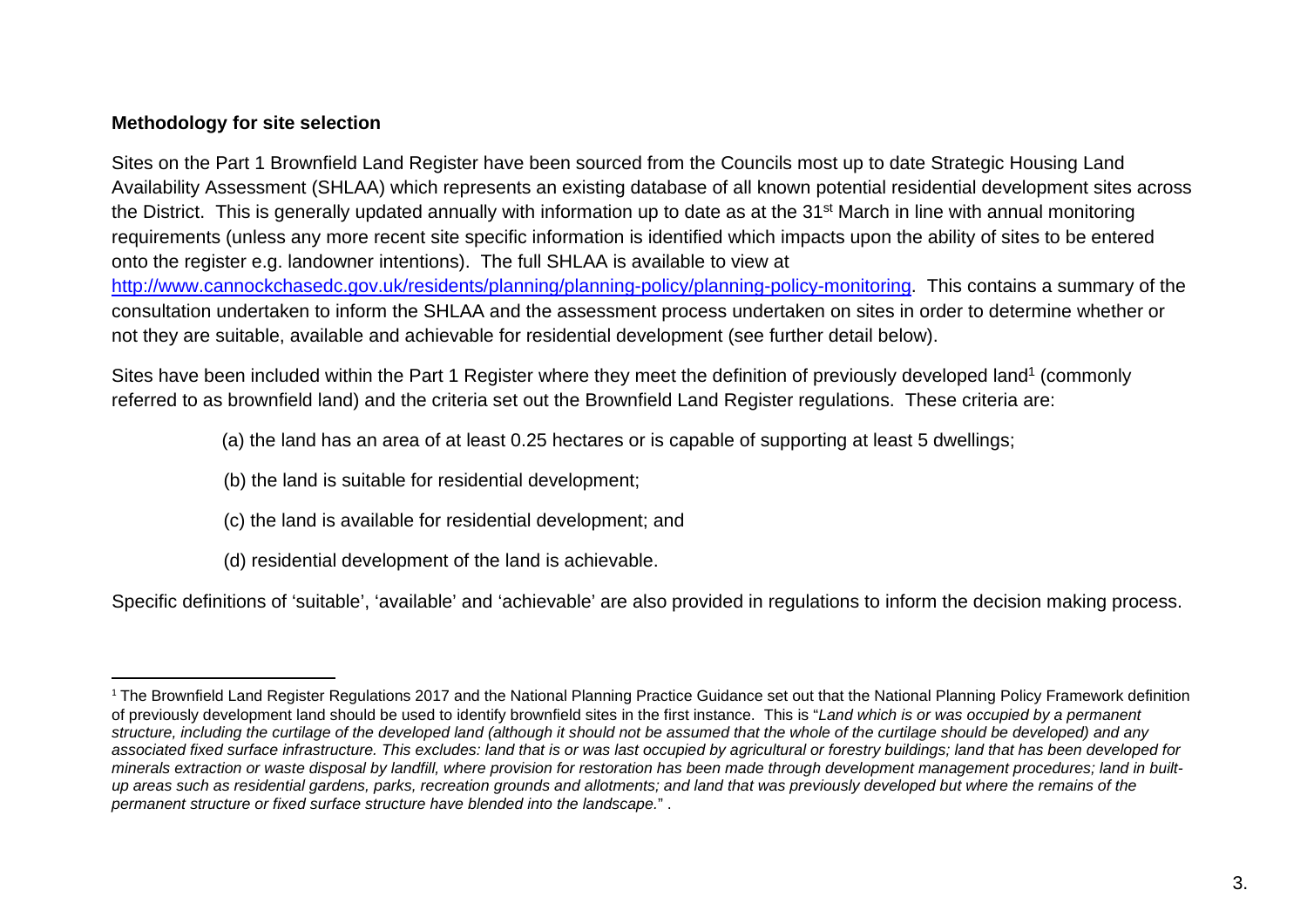**Methodology for site selection**

Sites on the Part 1 Brownfield Land Register have been sourced from the Councils most up to date Strategic Housing Land Availability Assessment (SHLAA) which represents an existing database of all known potential residential development sites across the District. This is generally updated annually with information up to date as at the 31st March in line with annual monitoring requirements (unless any more recent site specific information is identified which impacts upon the ability of sites to be entered onto the register e.g. landowner intentions). The full SHLAA is available to view at [http://www.cannockchasedc.gov.uk/residents/planning/planning-policy/planning-policy-monitoring](http://www.cannockchasedc.gov.uk/residents/planning/planning-policy/planning-policy-monitoring). This contains a summary of the consultation undertaken to inform the SHLAA and the assessment process undertaken on sites in order to determine whether or not they are suitable, available and achievable for residential development (see further detail below).

Sites have been included within the Part 1 Register where they meet the definition of previously developed land[1] (commonly referred to as brownfield land) and the criteria set out the Brownfield Land Register regulations. These criteria are:

(a) the land has an area of at least 0.25 hectares or is capable of supporting at least 5 dwellings;

(b) the land is suitable for residential development;

(c) the land is available for residential development; and

(d) residential development of the land is achievable.

Specific definitions of 'suitable', 'available' and 'achievable' are also provided in regulations to inform the decision making process.

---

[1] The Brownfield Land Register Regulations 2017 and the National Planning Practice Guidance set out that the National Planning Policy Framework definition of previously development land should be used to identify brownfield sites in the first instance. This is "*Land which is or was occupied by a permanent structure, including the curtilage of the developed land (although it should not be assumed that the whole of the curtilage should be developed) and any associated fixed surface infrastructure. This excludes: land that is or was last occupied by agricultural or forestry buildings; land that has been developed for minerals extraction or waste disposal by landfill, where provision for restoration has been made through development management procedures; land in built-up areas such as residential gardens, parks, recreation grounds and allotments; and land that was previously developed but where the remains of the permanent structure or fixed surface structure have blended into the landscape.*" .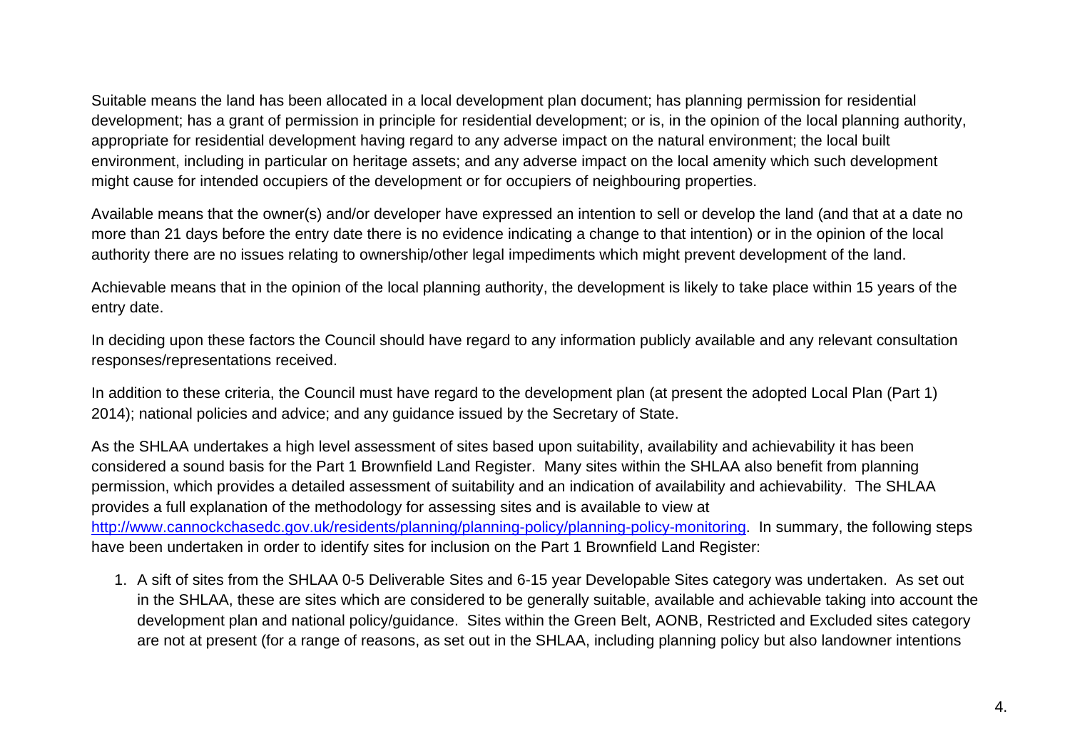Suitable means the land has been allocated in a local development plan document; has planning permission for residential development; has a grant of permission in principle for residential development; or is, in the opinion of the local planning authority, appropriate for residential development having regard to any adverse impact on the natural environment; the local built environment, including in particular on heritage assets; and any adverse impact on the local amenity which such development might cause for intended occupiers of the development or for occupiers of neighbouring properties.

Available means that the owner(s) and/or developer have expressed an intention to sell or develop the land (and that at a date no more than 21 days before the entry date there is no evidence indicating a change to that intention) or in the opinion of the local authority there are no issues relating to ownership/other legal impediments which might prevent development of the land.

Achievable means that in the opinion of the local planning authority, the development is likely to take place within 15 years of the entry date.

In deciding upon these factors the Council should have regard to any information publicly available and any relevant consultation responses/representations received.

In addition to these criteria, the Council must have regard to the development plan (at present the adopted Local Plan (Part 1) 2014); national policies and advice; and any guidance issued by the Secretary of State.

As the SHLAA undertakes a high level assessment of sites based upon suitability, availability and achievability it has been considered a sound basis for the Part 1 Brownfield Land Register. Many sites within the SHLAA also benefit from planning permission, which provides a detailed assessment of suitability and an indication of availability and achievability. The SHLAA provides a full explanation of the methodology for assessing sites and is available to view at [http://www.cannockchasedc.gov.uk/residents/planning/planning-policy/planning-policy-monitoring](http://www.cannockchasedc.gov.uk/residents/planning/planning-policy/planning-policy-monitoring). In summary, the following steps have been undertaken in order to identify sites for inclusion on the Part 1 Brownfield Land Register:

1. A sift of sites from the SHLAA 0-5 Deliverable Sites and 6-15 year Developable Sites category was undertaken. As set out in the SHLAA, these are sites which are considered to be generally suitable, available and achievable taking into account the development plan and national policy/guidance. Sites within the Green Belt, AONB, Restricted and Excluded sites category are not at present (for a range of reasons, as set out in the SHLAA, including planning policy but also landowner intentions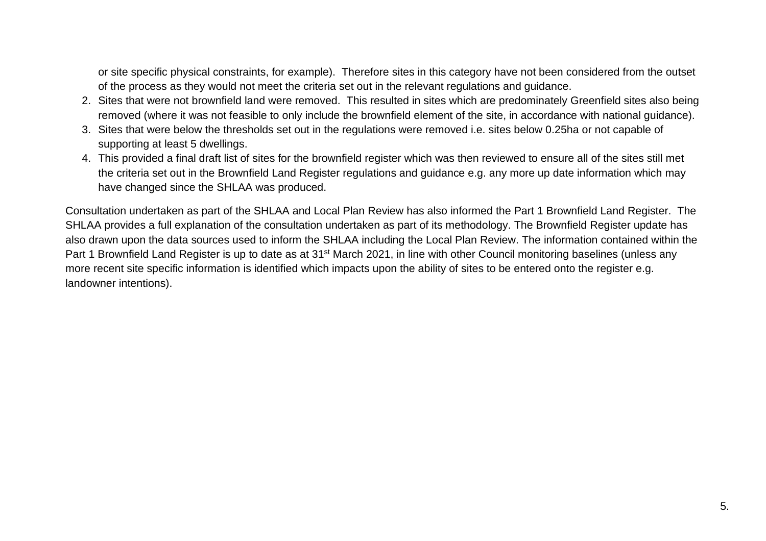or site specific physical constraints, for example). Therefore sites in this category have not been considered from the outset of the process as they would not meet the criteria set out in the relevant regulations and guidance.

2. Sites that were not brownfield land were removed. This resulted in sites which are predominately Greenfield sites also being removed (where it was not feasible to only include the brownfield element of the site, in accordance with national guidance).
3. Sites that were below the thresholds set out in the regulations were removed i.e. sites below 0.25ha or not capable of supporting at least 5 dwellings.
4. This provided a final draft list of sites for the brownfield register which was then reviewed to ensure all of the sites still met the criteria set out in the Brownfield Land Register regulations and guidance e.g. any more up date information which may have changed since the SHLAA was produced.

Consultation undertaken as part of the SHLAA and Local Plan Review has also informed the Part 1 Brownfield Land Register. The SHLAA provides a full explanation of the consultation undertaken as part of its methodology. The Brownfield Register update has also drawn upon the data sources used to inform the SHLAA including the Local Plan Review. The information contained within the Part 1 Brownfield Land Register is up to date as at 31st March 2021, in line with other Council monitoring baselines (unless any more recent site specific information is identified which impacts upon the ability of sites to be entered onto the register e.g. landowner intentions).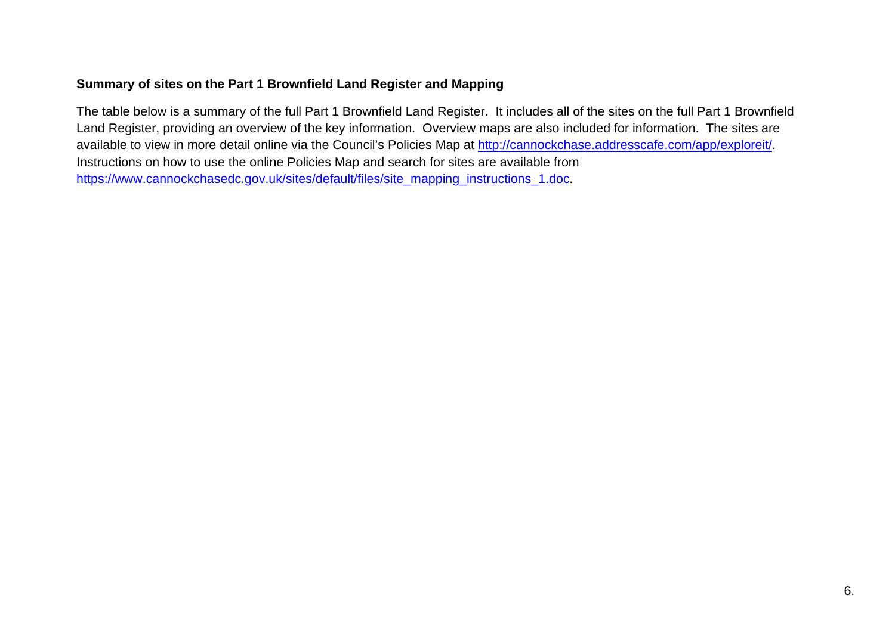**Summary of sites on the Part 1 Brownfield Land Register and Mapping**

The table below is a summary of the full Part 1 Brownfield Land Register. It includes all of the sites on the full Part 1 Brownfield Land Register, providing an overview of the key information. Overview maps are also included for information. The sites are available to view in more detail online via the Council's Policies Map at [http://cannockchase.addresscafe.com/app/exploreit/](http://cannockchase.addresscafe.com/app/exploreit/). Instructions on how to use the online Policies Map and search for sites are available from [https://www.cannockchasedc.gov.uk/sites/default/files/site_mapping_instructions_1.doc](https://www.cannockchasedc.gov.uk/sites/default/files/site_mapping_instructions_1.doc).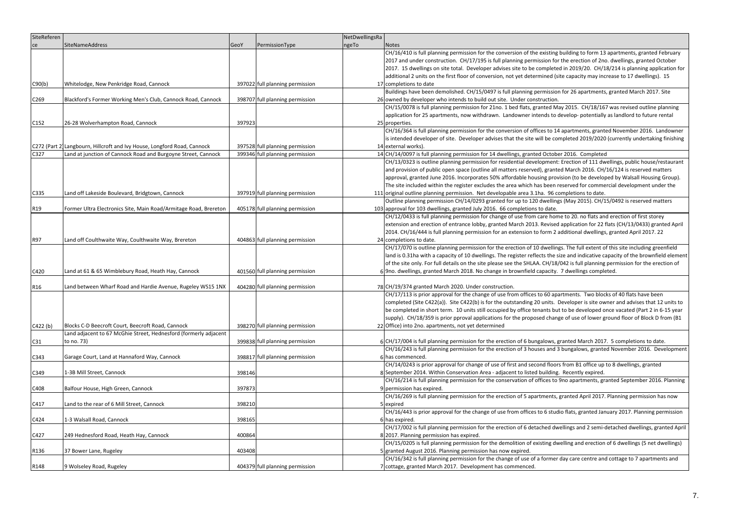| SiteReference | SiteNameAddress | GeoY | PermissionType | NetDwellingsRangeTo | Notes |
|---|---|---|---|---|---|
| C90(b) | Whitelodge, New Penkridge Road, Cannock | 397022 | full planning permission | 17 | CH/16/410 is full planning permission for the conversion of the existing building to form 13 apartments, granted February 2017 and under construction. CH/17/195 is full planning permission for the erection of 2no. dwellings, granted October 2017. 15 dwellings on site total. Developer advises site to be completed in 2019/20. CH/18/214 is planning application for additional 2 units on the first floor of conversion, not yet determined (site capacity may increase to 17 dwellings). 15 completions to date |
| C269 | Blackford's Former Working Men's Club, Cannock Road, Cannock | 398707 | full planning permission | 26 | Buildings have been demolished. CH/15/0497 is full planning permission for 26 apartments, granted March 2017. Site owned by developer who intends to build out site. Under construction. |
| C152 | 26-28 Wolverhampton Road, Cannock | 397923 | | 25 | CH/15/0078 is full planning permission for 21no. 1 bed flats, granted May 2015. CH/18/167 was revised outline planning application for 25 apartments, now withdrawn. Landowner intends to develop- potentially as landlord to future rental properties. |
| C272 (Part 2) | Langbourn, Hillcroft and Ivy House, Longford Road, Cannock | 397528 | full planning permission | 14 | CH/16/364 is full planning permission for the conversion of offices to 14 apartments, granted November 2016. Landowner is intended developer of site. Developer advises that the site will be completed 2019/2020 (currently undertaking finishing external works). |
| C327 | Land at junction of Cannock Road and Burgoyne Street, Cannock | 399346 | full planning permission | 14 | CH/14/0097 is full planning permission for 14 dwellings, granted October 2016. Completed |
| C335 | Land off Lakeside Boulevard, Bridgtown, Cannock | 397919 | full planning permission | 111 | CH/13/0323 is outline planning permission for residential development: Erection of 111 dwellings, public house/restaurant and provision of public open space (outline all matters reserved), granted March 2016. CH/16/124 is reserved matters approval, granted June 2016. Incorporates 50% affordable housing provision (to be developed by Walsall Housing Group). The site included within the register excludes the area which has been reserved for commercial development under the original outline planning permission. Net developable area 3.1ha. 96 completions to date. |
| R19 | Former Ultra Electronics Site, Main Road/Armitage Road, Brereton | 405178 | full planning permission | 103 | Outline planning permission CH/14/0293 granted for up to 120 dwellings (May 2015). CH/15/0492 is reserved matters approval for 103 dwellings, granted July 2016. 66 completions to date. |
| R97 | Land off Coulthwaite Way, Coulthwaite Way, Brereton | 404863 | full planning permission | 24 | CH/12/0433 is full planning permission for change of use from care home to 20. no flats and erection of first storey extension and erection of entrance lobby, granted March 2013. Revised application for 22 flats (CH/13/0433) granted April 2014. CH/16/444 is full planning permission for an extension to form 2 additional dwellings, granted April 2017. 22 completions to date. |
| C420 | Land at 61 & 65 Wimblebury Road, Heath Hay, Cannock | 401560 | full planning permission | 6 | CH/17/070 is outline planning permission for the erection of 10 dwellings. The full extent of this site including greenfield land is 0.31ha with a capacity of 10 dwellings. The register reflects the size and indicative capacity of the brownfield element of the site only. For full details on the site please see the SHLAA. CH/18/042 is full planning permission for the erection of 9no. dwellings, granted March 2018. No change in brownfield capacity. 7 dwellings completed. |
| R16 | Land between Wharf Road and Hardie Avenue, Rugeley WS15 1NX | 404280 | full planning permission | 78 | CH/19/374 granted March 2020. Under construction. |
| C422 (b) | Blocks C-D Beecroft Court, Beecroft Road, Cannock | 398270 | full planning permission | 22 | CH/17/113 is prior approval for the change of use from offices to 60 apartments. Two blocks of 40 flats have been completed (Site C422(a)). Site C422(b) is for the outstanding 20 units. Developer is site owner and advises that 12 units to be completed in short term. 10 units still occupied by office tenants but to be developed once vacated (Part 2 in 6-15 year supply). CH/18/359 is prior prproval applications for the proposed change of use of lower ground floor of Block D from (B1 Office) into 2no. apartments, not yet determined |
| C31 | Land adjacent to 67 McGhie Street, Hednesford (formerly adjacent to no. 73) | 399838 | full planning permission | 6 | CH/17/004 is full planning permission for the erection of 6 bungalows, granted March 2017. 5 completions to date. |
| C343 | Garage Court, Land at Hannaford Way, Cannock | 398817 | full planning permission | 6 | CH/16/243 is full planning permission for the erection of 3 houses and 3 bungalows, granted November 2016. Development has commenced. |
| C349 | 1-3B Mill Street, Cannock | 398146 | | 8 | CH/14/0243 is prior approval for change of use of first and second floors from B1 office up to 8 dwellings, granted September 2014. Within Conservation Area - adjacent to listed building. Recently expired. |
| C408 | Balfour House, High Green, Cannock | 397873 | | 9 | CH/16/214 is full planning permission for the conservation of offices to 9no apartments, granted September 2016. Planning permission has expired. |
| C417 | Land to the rear of 6 Mill Street, Cannock | 398210 | | 5 | CH/16/269 is full planning permission for the erection of 5 apartments, granted April 2017. Planning permission has now expired |
| C424 | 1-3 Walsall Road, Cannock | 398165 | | 6 | CH/16/443 is prior approval for the change of use from offices to 6 studio flats, granted January 2017. Planning permission has expired. |
| C427 | 249 Hednesford Road, Heath Hay, Cannock | 400864 | | 8 | CH/17/002 is full planning permission for the erection of 6 detached dwellings and 2 semi-detached dwellings, granted April 2017. Planning permission has expired. |
| R136 | 37 Bower Lane, Rugeley | 403408 | | 5 | CH/15/0205 is full planning permission for the demolition of existing dwelling and erection of 6 dwellings (5 net dwellings) granted August 2016. Planning permission has now expired. |
| R148 | 9 Wolseley Road, Rugeley | 404379 | full planning permission | 7 | CH/16/342 is full planning permission for the change of use of a former day care centre and cottage to 7 apartments and cottage, granted March 2017. Development has commenced. |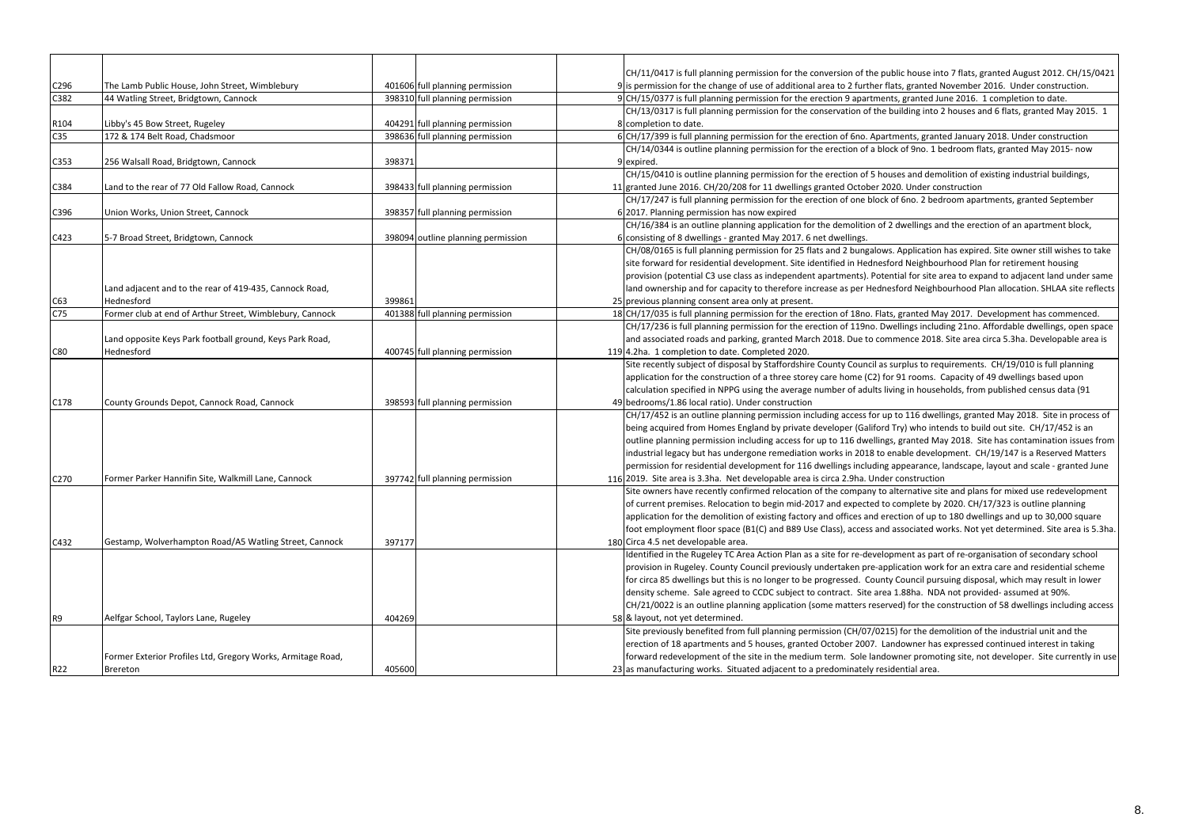| | | | | | | |
|---|---|---|---|---|---|---|
| C296 | The Lamb Public House, John Street, Wimblebury | 401606 | full planning permission | | 9 | CH/11/0417 is full planning permission for the conversion of the public house into 7 flats, granted August 2012. CH/15/0421 is permission for the change of use of additional area to 2 further flats, granted November 2016. Under construction. |
| C382 | 44 Watling Street, Bridgtown, Cannock | 398310 | full planning permission | | 9 | CH/15/0377 is full planning permission for the erection 9 apartments, granted June 2016. 1 completion to date. |
| R104 | Libby's 45 Bow Street, Rugeley | 404291 | full planning permission | | 8 | CH/13/0317 is full planning permission for the conservation of the building into 2 houses and 6 flats, granted May 2015. 1 completion to date. |
| C35 | 172 & 174 Belt Road, Chadsmoor | 398636 | full planning permission | | 6 | CH/17/399 is full planning permission for the erection of 6no. Apartments, granted January 2018. Under construction |
| C353 | 256 Walsall Road, Bridgtown, Cannock | 398371 | | | 9 | CH/14/0344 is outline planning permission for the erection of a block of 9no. 1 bedroom flats, granted May 2015- now expired. |
| C384 | Land to the rear of 77 Old Fallow Road, Cannock | 398433 | full planning permission | | 11 | CH/15/0410 is outline planning permission for the erection of 5 houses and demolition of existing industrial buildings, granted June 2016. CH/20/208 for 11 dwellings granted October 2020. Under construction |
| C396 | Union Works, Union Street, Cannock | 398357 | full planning permission | | 6 | CH/17/247 is full planning permission for the erection of one block of 6no. 2 bedroom apartments, granted September 2017. Planning permission has now expired |
| C423 | 5-7 Broad Street, Bridgtown, Cannock | 398094 | outline planning permission | | 6 | CH/16/384 is an outline planning application for the demolition of 2 dwellings and the erection of an apartment block, consisting of 8 dwellings - granted May 2017. 6 net dwellings. |
| C63 | Land adjacent and to the rear of 419-435, Cannock Road, Hednesford | 399861 | | | 25 | CH/08/0165 is full planning permission for 25 flats and 2 bungalows. Application has expired. Site owner still wishes to take site forward for residential development. Site identified in Hednesford Neighbourhood Plan for retirement housing provision (potential C3 use class as independent apartments). Potential for site area to expand to adjacent land under same land ownership and for capacity to therefore increase as per Hednesford Neighbourhood Plan allocation. SHLAA site reflects previous planning consent area only at present. |
| C75 | Former club at end of Arthur Street, Wimblebury, Cannock | 401388 | full planning permission | | 18 | CH/17/035 is full planning permission for the erection of 18no. Flats, granted May 2017. Development has commenced. |
| C80 | Land opposite Keys Park football ground, Keys Park Road, Hednesford | 400745 | full planning permission | | 119 | CH/17/236 is full planning permission for the erection of 119no. Dwellings including 21no. Affordable dwellings, open space and associated roads and parking, granted March 2018. Due to commence 2018. Site area circa 5.3ha. Developable area is 4.2ha. 1 completion to date. Completed 2020. |
| C178 | County Grounds Depot, Cannock Road, Cannock | 398593 | full planning permission | | 49 | Site recently subject of disposal by Staffordshire County Council as surplus to requirements. CH/19/010 is full planning application for the construction of a three storey care home (C2) for 91 rooms. Capacity of 49 dwellings based upon calculation specified in NPPG using the average number of adults living in households, from published census data (91 bedrooms/1.86 local ratio). Under construction |
| C270 | Former Parker Hannifin Site, Walkmill Lane, Cannock | 397742 | full planning permission | | 116 | CH/17/452 is an outline planning permission including access for up to 116 dwellings, granted May 2018. Site in process of being acquired from Homes England by private developer (Galiford Try) who intends to build out site. CH/17/452 is an outline planning permission including access for up to 116 dwellings, granted May 2018. Site has contamination issues from industrial legacy but has undergone remediation works in 2018 to enable development. CH/19/147 is a Reserved Matters permission for residential development for 116 dwellings including appearance, landscape, layout and scale - granted June 2019. Site area is 3.3ha. Net developable area is circa 2.9ha. Under construction |
| C432 | Gestamp, Wolverhampton Road/A5 Watling Street, Cannock | 397177 | | | 180 | Site owners have recently confirmed relocation of the company to alternative site and plans for mixed use redevelopment of current premises. Relocation to begin mid-2017 and expected to complete by 2020. CH/17/323 is outline planning application for the demolition of existing factory and offices and erection of up to 180 dwellings and up to 30,000 square foot employment floor space (B1(C) and B89 Use Class), access and associated works. Not yet determined. Site area is 5.3ha. Circa 4.5 net developable area. |
| R9 | Aelfgar School, Taylors Lane, Rugeley | 404269 | | | 58 | Identified in the Rugeley TC Area Action Plan as a site for re-development as part of re-organisation of secondary school provision in Rugeley. County Council previously undertaken pre-application work for an extra care and residential scheme for circa 85 dwellings but this is no longer to be progressed. County Council pursuing disposal, which may result in lower density scheme. Sale agreed to CCDC subject to contract. Site area 1.88ha. NDA not provided- assumed at 90%. CH/21/0022 is an outline planning application (some matters reserved) for the construction of 58 dwellings including access & layout, not yet determined. |
| R22 | Former Exterior Profiles Ltd, Gregory Works, Armitage Road, Brereton | 405600 | | | 23 | Site previously benefited from full planning permission (CH/07/0215) for the demolition of the industrial unit and the erection of 18 apartments and 5 houses, granted October 2007. Landowner has expressed continued interest in taking forward redevelopment of the site in the medium term. Sole landowner promoting site, not developer. Site currently in use as manufacturing works. Situated adjacent to a predominately residential area. |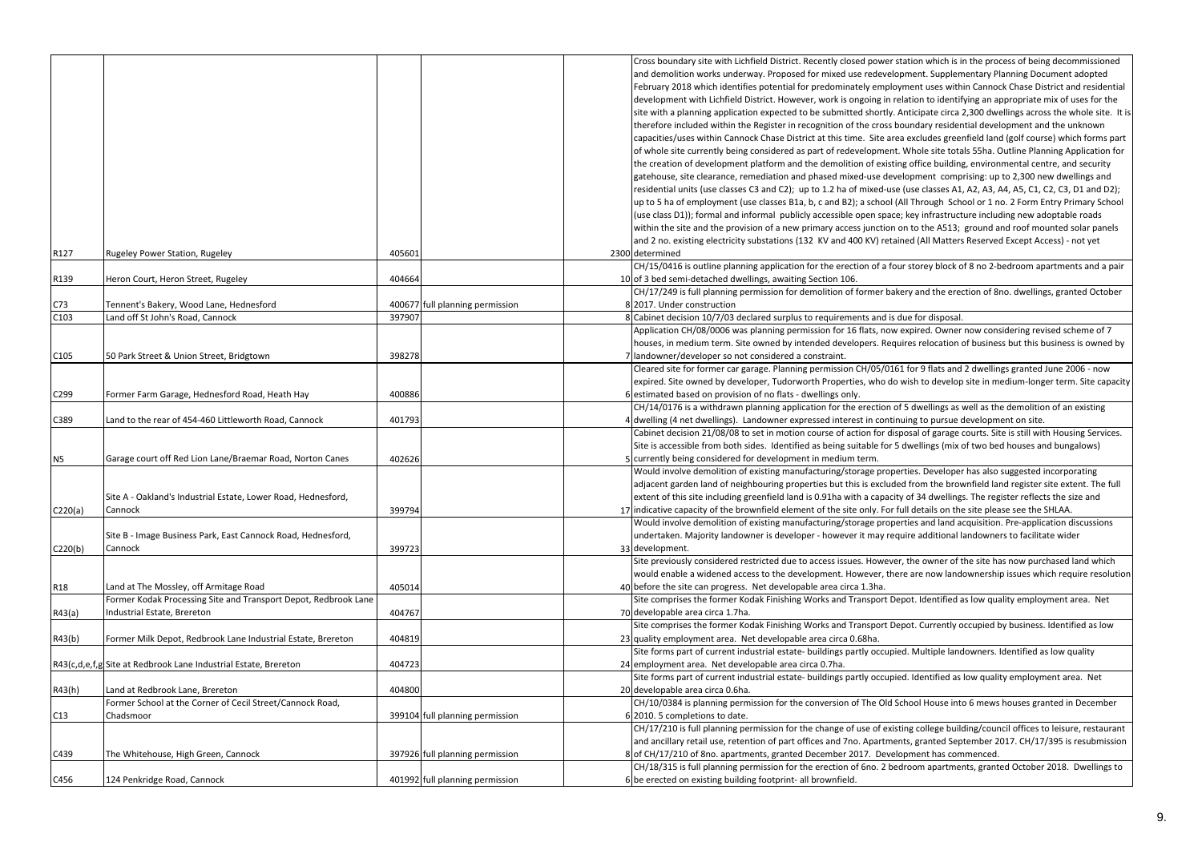| | | | | | | |
|---|---|---|---|---|---|---|
| R127 | Rugeley Power Station, Rugeley | 405601 | | | 2300 | Cross boundary site with Lichfield District. Recently closed power station which is in the process of being decommissioned and demolition works underway. Proposed for mixed use redevelopment. Supplementary Planning Document adopted February 2018 which identifies potential for predominately employment uses within Cannock Chase District and residential development with Lichfield District. However, work is ongoing in relation to identifying an appropriate mix of uses for the site with a planning application expected to be submitted shortly. Anticipate circa 2,300 dwellings across the whole site. It is therefore included within the Register in recognition of the cross boundary residential development and the unknown capacities/uses within Cannock Chase District at this time. Site area excludes greenfield land (golf course) which forms part of whole site currently being considered as part of redevelopment. Whole site totals 55ha. Outline Planning Application for the creation of development platform and the demolition of existing office building, environmental centre, and security gatehouse, site clearance, remediation and phased mixed-use development comprising: up to 2,300 new dwellings and residential units (use classes C3 and C2); up to 1.2 ha of mixed-use (use classes A1, A2, A3, A4, A5, C1, C2, C3, D1 and D2); up to 5 ha of employment (use classes B1a, b, c and B2); a school (All Through School or 1 no. 2 Form Entry Primary School (use class D1)); formal and informal publicly accessible open space; key infrastructure including new adoptable roads within the site and the provision of a new primary access junction on to the A513; ground and roof mounted solar panels and 2 no. existing electricity substations (132 KV and 400 KV) retained (All Matters Reserved Except Access) - not yet determined |
| R139 | Heron Court, Heron Street, Rugeley | 404664 | | | 10 | CH/15/0416 is outline planning application for the erection of a four storey block of 8 no 2-bedroom apartments and a pair of 3 bed semi-detached dwellings, awaiting Section 106. |
| C73 | Tennent's Bakery, Wood Lane, Hednesford | 400677 | full planning permission | | 8 | CH/17/249 is full planning permission for demolition of former bakery and the erection of 8no. dwellings, granted October 2017. Under construction |
| C103 | Land off St John's Road, Cannock | 397907 | | | 8 | Cabinet decision 10/7/03 declared surplus to requirements and is due for disposal. |
| C105 | 50 Park Street & Union Street, Bridgtown | 398278 | | | 7 | Application CH/08/0006 was planning permission for 16 flats, now expired. Owner now considering revised scheme of 7 houses, in medium term. Site owned by intended developers. Requires relocation of business but this business is owned by landowner/developer so not considered a constraint. |
| C299 | Former Farm Garage, Hednesford Road, Heath Hay | 400886 | | | 6 | Cleared site for former car garage. Planning permission CH/05/0161 for 9 flats and 2 dwellings granted June 2006 - now expired. Site owned by developer, Tudorworth Properties, who do wish to develop site in medium-longer term. Site capacity estimated based on provision of no flats - dwellings only. |
| C389 | Land to the rear of 454-460 Littleworth Road, Cannock | 401793 | | | 4 | CH/14/0176 is a withdrawn planning application for the erection of 5 dwellings as well as the demolition of an existing dwelling (4 net dwellings). Landowner expressed interest in continuing to pursue development on site. |
| N5 | Garage court off Red Lion Lane/Braemar Road, Norton Canes | 402626 | | | 5 | Cabinet decision 21/08/08 to set in motion course of action for disposal of garage courts. Site is still with Housing Services. Site is accessible from both sides. Identified as being suitable for 5 dwellings (mix of two bed houses and bungalows) currently being considered for development in medium term. |
| C220(a) | Site A - Oakland's Industrial Estate, Lower Road, Hednesford, Cannock | 399794 | | | 17 | Would involve demolition of existing manufacturing/storage properties. Developer has also suggested incorporating adjacent garden land of neighbouring properties but this is excluded from the brownfield land register site extent. The full extent of this site including greenfield land is 0.91ha with a capacity of 34 dwellings. The register reflects the size and indicative capacity of the brownfield element of the site only. For full details on the site please see the SHLAA. |
| C220(b) | Site B - Image Business Park, East Cannock Road, Hednesford, Cannock | 399723 | | | 33 | Would involve demolition of existing manufacturing/storage properties and land acquisition. Pre-application discussions undertaken. Majority landowner is developer - however it may require additional landowners to facilitate wider development. |
| R18 | Land at The Mossley, off Armitage Road | 405014 | | | 40 | Site previously considered restricted due to access issues. However, the owner of the site has now purchased land which would enable a widened access to the development. However, there are now landownership issues which require resolution before the site can progress. Net developable area circa 1.3ha. |
| R43(a) | Former Kodak Processing Site and Transport Depot, Redbrook Lane Industrial Estate, Brereton | 404767 | | | 70 | Site comprises the former Kodak Finishing Works and Transport Depot. Identified as low quality employment area. Net developable area circa 1.7ha. |
| R43(b) | Former Milk Depot, Redbrook Lane Industrial Estate, Brereton | 404819 | | | 23 | Site comprises the former Kodak Finishing Works and Transport Depot. Currently occupied by business. Identified as low quality employment area. Net developable area circa 0.68ha. |
| R43(c,d,e,f,g) | Site at Redbrook Lane Industrial Estate, Brereton | 404723 | | | 24 | Site forms part of current industrial estate- buildings partly occupied. Multiple landowners. Identified as low quality employment area. Net developable area circa 0.7ha. |
| R43(h) | Land at Redbrook Lane, Brereton | 404800 | | | 20 | Site forms part of current industrial estate- buildings partly occupied. Identified as low quality employment area. Net developable area circa 0.6ha. |
| C13 | Former School at the Corner of Cecil Street/Cannock Road, Chadsmoor | 399104 | full planning permission | | 6 | CH/10/0384 is planning permission for the conversion of The Old School House into 6 mews houses granted in December 2010. 5 completions to date. |
| C439 | The Whitehouse, High Green, Cannock | 397926 | full planning permission | | 8 | CH/17/210 is full planning permission for the change of use of existing college building/council offices to leisure, restaurant and ancillary retail use, retention of part offices and 7no. Apartments, granted September 2017. CH/17/395 is resubmission of CH/17/210 of 8no. apartments, granted December 2017. Development has commenced. |
| C456 | 124 Penkridge Road, Cannock | 401992 | full planning permission | | 6 | CH/18/315 is full planning permission for the erection of 6no. 2 bedroom apartments, granted October 2018. Dwellings to be erected on existing building footprint- all brownfield. |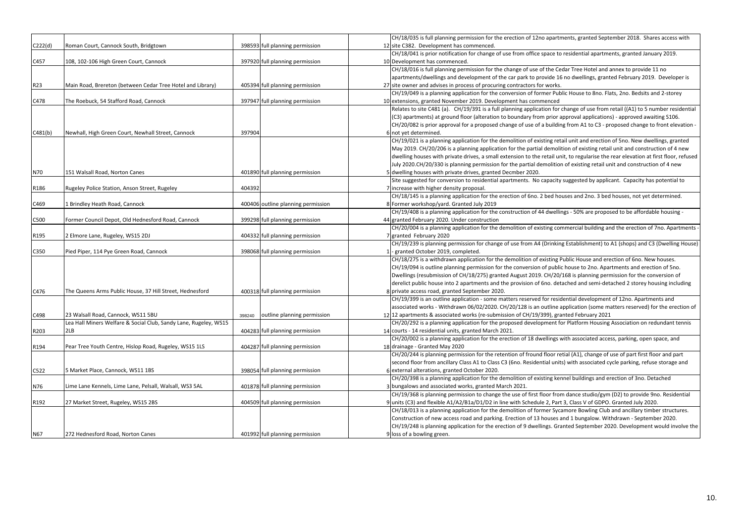| | | | | | |
|---|---|---|---|---|---|
| C222(d) | Roman Court, Cannock South, Bridgtown | 398593 | full planning permission | 12 | CH/18/035 is full planning permission for the erection of 12no apartments, granted September 2018. Shares access with site C382. Development has commenced. |
| C457 | 108, 102-106 High Green Court, Cannock | 397920 | full planning permission | 10 | CH/18/041 is prior notification for change of use from office space to residential apartments, granted January 2019. Development has commenced. |
| R23 | Main Road, Brereton (between Cedar Tree Hotel and Library) | 405394 | full planning permission | 27 | CH/18/016 is full planning permission for the change of use of the Cedar Tree Hotel and annex to provide 11 no apartments/dwellings and development of the car park to provide 16 no dwellings, granted February 2019. Developer is site owner and advises in process of procuring contractors for works. |
| C478 | The Roebuck, 54 Stafford Road, Cannock | 397947 | full planning permission | 10 | CH/19/049 is a planning application for the conversion of former Public House to 8no. Flats, 2no. Bedsits and 2-storey extensions, granted November 2019. Development has commenced |
| C481(b) | Newhall, High Green Court, Newhall Street, Cannock | 397904 | | 6 | Relates to site C481 (a). CH/19/391 is a full planning application for change of use from retail ((A1) to 5 number residential (C3) apartments) at ground floor (alteration to boundary from prior approval applications) - approved awaiting S106. CH/20/082 is prior approval for a proposed change of use of a building from A1 to C3 - proposed change to front elevation - not yet determined. |
| N70 | 151 Walsall Road, Norton Canes | 401890 | full planning permission | 5 | CH/19/021 is a planning application for the demolition of existing retail unit and erection of 5no. New dwellings, granted May 2019. CH/20/206 is a planning application for the partial demolition of existing retail unit and construction of 4 new dwelling houses with private drives, a small extension to the retail unit, to regularise the rear elevation at first floor, refused July 2020.CH/20/330 is planning permission for the partial demolition of existing retail unit and construction of 4 new dwelling houses with private drives, granted Decmber 2020. |
| R186 | Rugeley Police Station, Anson Street, Rugeley | 404392 | | 7 | Site suggested for conversion to residential apartments. No capacity suggested by applicant. Capacity has potential to increase with higher density proposal. |
| C469 | 1 Brindley Heath Road, Cannock | 400406 | outline planning permission | 8 | CH/18/145 is a planning application for the erection of 6no. 2 bed houses and 2no. 3 bed houses, not yet determined. Former workshop/yard. Granted July 2019 |
| C500 | Former Council Depot, Old Hednesford Road, Cannock | 399298 | full planning permission | 44 | CH/19/408 is a planning application for the construction of 44 dwellings - 50% are proposed to be affordable housing - granted February 2020. Under construction |
| R195 | 2 Elmore Lane, Rugeley, WS15 2DJ | 404332 | full planning permission | 7 | CH/20/004 is a planning application for the demolition of existing commercial building and the erection of 7no. Apartments - granted February 2020 |
| C350 | Pied Piper, 114 Pye Green Road, Cannock | 398068 | full planning permission | 1 | CH/19/239 is planning permission for change of use from A4 (Drinking Establishment) to A1 (shops) and C3 (Dwelling House) - granted October 2019, completed. |
| C476 | The Queens Arms Public House, 37 Hill Street, Hednesford | 400318 | full planning permission | 8 | CH/18/275 is a withdrawn application for the demolition of existing Public House and erection of 6no. New houses. CH/19/094 is outline planning permission for the conversion of public house to 2no. Apartments and erection of 5no. Dwellings (resubmission of CH/18/275) granted August 2019. CH/20/168 is planning permission for the conversion of derelict public house into 2 apartments and the provision of 6no. detached and semi-detached 2 storey housing including private access road, granted September 2020. |
| C498 | 23 Walsall Road, Cannock, WS11 5BU | 398240 | outline planning permission | 12 | CH/19/399 is an outline application - some matters reserved for residential development of 12no. Apartments and associated works - Withdrawn 06/02/2020. CH/20/128 is an outline application (some matters reserved) for the erection of 12 apartments & associated works (re-submission of CH/19/399), granted February 2021 |
| R203 | Lea Hall Miners Welfare & Social Club, Sandy Lane, Rugeley, WS15 2LB | 404283 | full planning permission | 14 | CH/20/292 is a planning application for the proposed development for Platform Housing Association on redundant tennis courts - 14 residential units, granted March 2021. |
| R194 | Pear Tree Youth Centre, Hislop Road, Rugeley, WS15 1LS | 404287 | full planning permission | 18 | CH/20/002 is a planning application for the erection of 18 dwellings with associated access, parking, open space, and drainage - Granted May 2020 |
| C522 | 5 Market Place, Cannock, WS11 1BS | 398054 | full planning permission | 6 | CH/20/244 is planning permission for the retention of fround floor retial (A1), change of use of part first floor and part second floor from ancillary Class A1 to Class C3 (6no. Residential units) with associated cycle parking, refuse storage and external alterations, granted October 2020. |
| N76 | Lime Lane Kennels, Lime Lane, Pelsall, Walsall, WS3 5AL | 401878 | full planning permission | 3 | CH/20/398 is a planning application for the demolition of existing kennel buildings and erection of 3no. Detached bungalows and associated works, granted March 2021. |
| R192 | 27 Market Street, Rugeley, WS15 2BS | 404509 | full planning permission | 9 | CH/19/368 is planning permission to change the use of first floor from dance studio/gym (D2) to provide 9no. Residential units (C3) and flexible A1/A2/B1a/D1/D2 in line with Schedule 2, Part 3, Class V of GDPO. Granted July 2020. |
| N67 | 272 Hednesford Road, Norton Canes | 401992 | full planning permission | 9 | CH/18/013 is a planning application for the demolition of former Sycamore Bowling Club and ancillary timber structures. Construction of new access road and parking. Erection of 13 houses and 1 bungalow. Withdrawn - September 2020. CH/19/248 is planning application for the erection of 9 dwellings. Granted September 2020. Development would involve the loss of a bowling green. |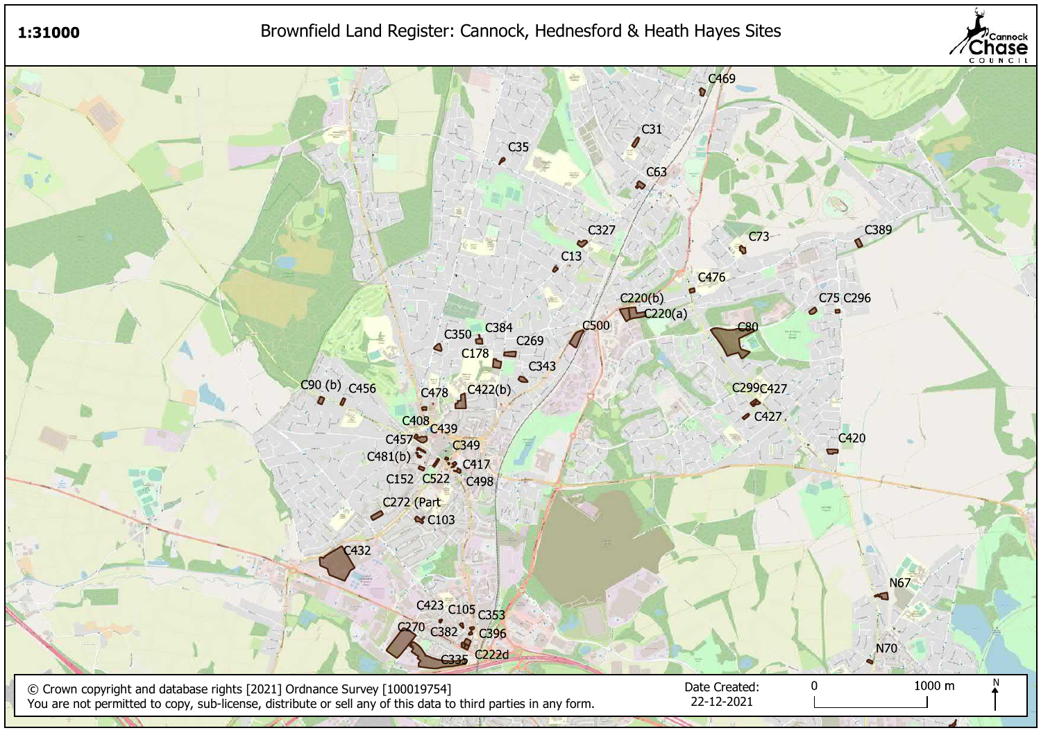**1:31000**

# Brownfield Land Register: Cannock, Hednesford & Heath Hayes Sites

Cannock Chase COUNCIL

C469, C31, C35, C63, C327, C13, C73, C389, C476, C220(b), C220(a), C75, C296, C500, C80, C350, C384, C269, C178, C343, C90 (b), C456, C478, C422(b), C299, C427, C427, C408, C439, C457, C349, C481(b), C417, C152, C522, C498, C420, C272 (Part, C103, C432, N67, C423, C105, C353, C270, C382, C396, C335, C222d, N70

© Crown copyright and database rights [2021] Ordnance Survey [100019754]
You are not permitted to copy, sub-license, distribute or sell any of this data to third parties in any form.

Date Created: 22-12-2021

0 — 1000 m

N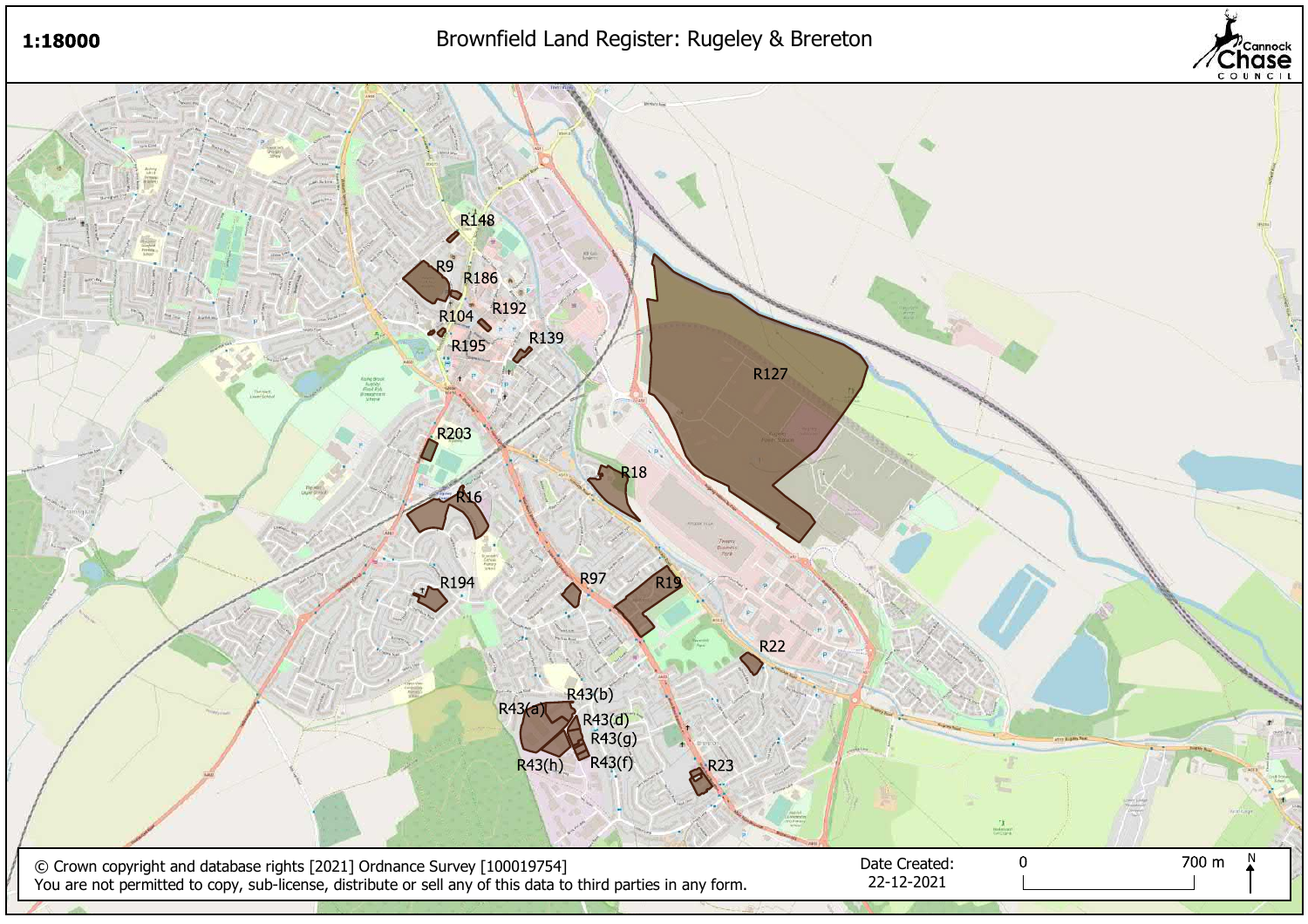**1:18000**

# Brownfield Land Register: Rugeley & Brereton

Cannock Chase Council

R148
R9
R186
R192
R104
R195
R139
R127
R203
R18
R16
R194
R97
R19
R22
R43(b)
R43(a)
R43(d)
R43(g)
R43(h)
R43(f)
R23

© Crown copyright and database rights [2021] Ordnance Survey [100019754]
You are not permitted to copy, sub-license, distribute or sell any of this data to third parties in any form.

Date Created: 22-12-2021

0 700 m

N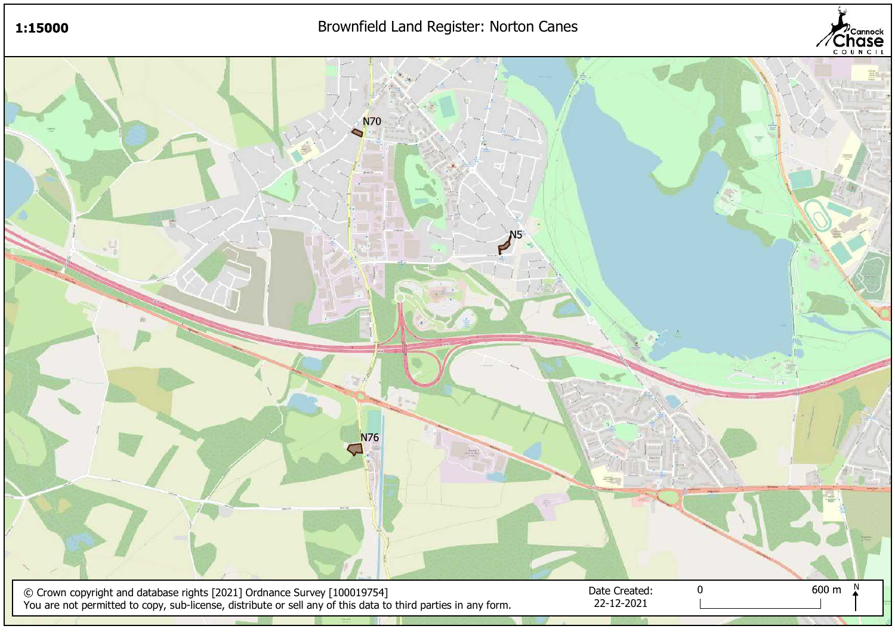1:15000

# Brownfield Land Register: Norton Canes

Cannock Chase COUNCIL

N70

N5

N76

© Crown copyright and database rights [2021] Ordnance Survey [100019754]
You are not permitted to copy, sub-license, distribute or sell any of this data to third parties in any form.

Date Created: 22-12-2021

0 600 m N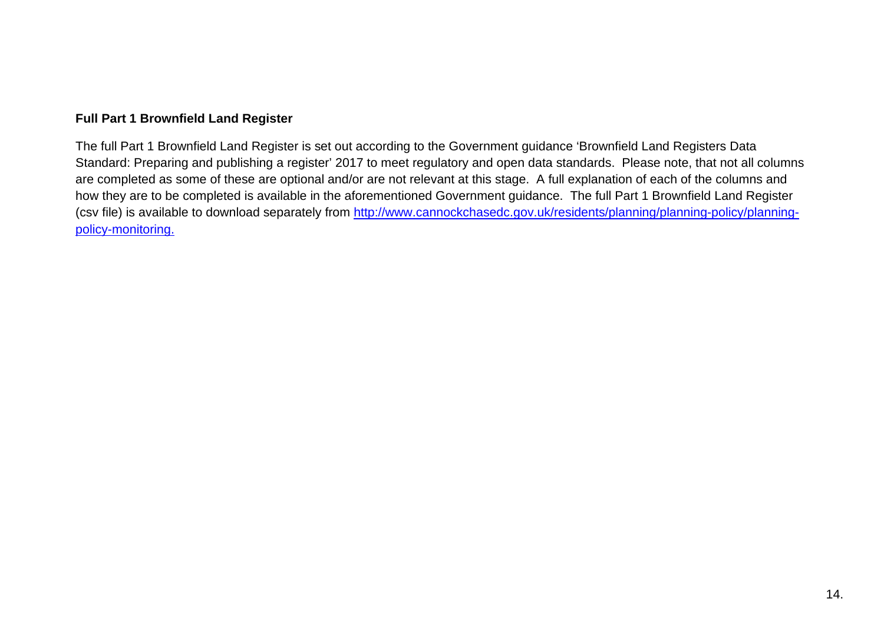**Full Part 1 Brownfield Land Register**

The full Part 1 Brownfield Land Register is set out according to the Government guidance 'Brownfield Land Registers Data Standard: Preparing and publishing a register' 2017 to meet regulatory and open data standards. Please note, that not all columns are completed as some of these are optional and/or are not relevant at this stage. A full explanation of each of the columns and how they are to be completed is available in the aforementioned Government guidance. The full Part 1 Brownfield Land Register (csv file) is available to download separately from [http://www.cannockchasedc.gov.uk/residents/planning/planning-policy/planning-policy-monitoring.](http://www.cannockchasedc.gov.uk/residents/planning/planning-policy/planning-policy-monitoring)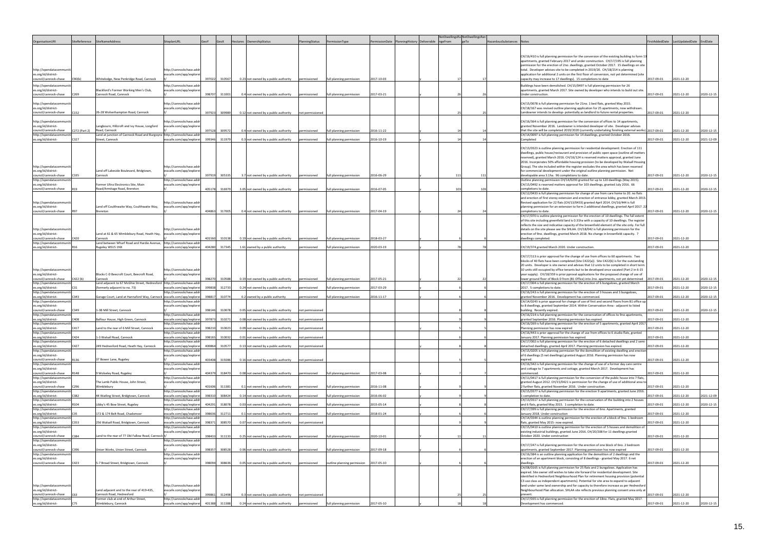| OrganisationURI | SiteReference | SiteNameAddress | SiteplanURL | GeoY | GeoX | Hectares | OwnershipStatus | PlanningStatus | PermissionType | PermissionDate | PlanningHistory | Deliverable | NetDwellingsRangeFrom | NetDwellingsRangeTo | HazardousSubstances | Notes | FirstAddedDate | LastUpdatedDate | EndDate |
|---|---|---|---|---|---|---|---|---|---|---|---|---|---|---|---|---|---|---|---|
| http://opendatacommunities.org/id/district-council/cannock-chase | C90(b) | Whitelodge, New Penkridge Road, Cannock | http://cannockchase.addressscafe.com/app/explorer/ | 397022 | 310567 | 0.23 | not owned by a public authority | permissioned | full planning permission | 2017-10-03 | | y | 17 | 17 | | CH/16/410 is full planning permission for the conversion of the existing building to form 13 apartments, granted February 2017 and under construction. CH/17/195 is full planning permission for the erection of 2no. dwellings, granted October 2017. 15 dwellings on site total. Developer advises site to be completed in 2019/20. CH/18/214 is planning application for additional 2 units on the first floor of conversion, not yet determined (site capacity may increase to 17 dwellings). 15 completions to date | 2017-09-01 | 2021-12-20 | |
| http://opendatacommunities.org/id/district-council/cannock-chase | C269 | Blackford's Former Working Men's Club, Cannock Road, Cannock | http://cannockchase.addressscafe.com/app/explorer/ | 398707 | 311001 | 0.4 | not owned by a public authority | permissioned | full planning permission | 2017-03-21 | | y | 26 | 26 | | Buildings have been demolished. CH/15/0497 is full planning permission for 26 apartments, granted March 2017. Site owned by developer who intends to build out site. Under construction. | 2017-09-01 | 2021-12-20 | 2020-12-15 |
| http://opendatacommunities.org/id/district-council/cannock-chase | C152 | 26-28 Wolverhampton Road, Cannock | http://cannockchase.addressscafe.com/app/explorer/ | 397923 | 309989 | 0.12 | not owned by a public authority | not permissioned | | | | y | 25 | 25 | | CH/15/0078 is full planning permission for 21no. 1 bed flats, granted May 2015. CH/18/167 was revised outline planning application for 25 apartments, now withdrawn. Landowner intends to develop- potentially as landlord to future rental properties. | 2017-09-01 | 2021-12-20 | |
| http://opendatacommunities.org/id/district-council/cannock-chase | C272 (Part 2) | Langbourn, Hillcroft and Ivy House, Longford Road, Cannock | http://cannockchase.addressscafe.com/app/explorer/ | 397528 | 309572 | 0.4 | not owned by a public authority | permissioned | full planning permission | 2016-11-22 | | y | 14 | 14 | | CH/16/364 is full planning permission for the conversion of offices to 14 apartments, granted November 2016. Landowner is intended developer of site. Developer advises that the site will be completed 2019/2020 (currently undertaking finishing external works) | 2017-09-01 | 2021-12-20 | 2020-12-15 |
| http://opendatacommunities.org/id/district-council/cannock-chase | C327 | Land at junction of Cannock Road and Bungoyne Street, Cannock | http://cannockchase.addressscafe.com/app/explorer/ | 399346 | 311979 | 0.3 | not owned by a public authority | permissioned | full planning permission | 2016-10-19 | | y | 14 | 14 | | CH/14/0097 is full planning permission for 14 dwellings, granted October 2016. Completed | 2017-09-01 | 2021-12-20 | 2021-12-09 |
| http://opendatacommunities.org/id/district-council/cannock-chase | C335 | Land off Lakeside Boulevard, Bridgtown, Cannock | http://cannockchase.addressscafe.com/app/explorer/ | 397919 | 305335 | 3.7 | not owned by a public authority | permissioned | full planning permission | 2016-06-29 | | y | 111 | 111 | | CH/13/0323 is outline planning permission for residential development: Erection of 111 dwellings, public house/restaurant and provision of public open space (outline all matters reserved), granted March 2016. CH/16/124 is reserved matters approval, granted June 2016. Incorporates 50% affordable housing provision (to be developed by Walsall Housing Group). The site included within the register excludes the area which has been reserved for commercial development under the original outline planning permission. Net developable area 3.1ha. 96 completions to date. | 2017-09-01 | 2021-12-20 | 2020-12-15 |
| http://opendatacommunities.org/id/district-council/cannock-chase | R19 | Former Ultra Electronics Site, Main Road/Armitage Road, Brereton | http://cannockchase.addressscafe.com/app/explorer/ | 405178 | 316979 | 3.05 | not owned by a public authority | permissioned | full planning permission | 2016-07-05 | | y | 103 | 103 | | Outline planning permission CH/14/0293 granted for up to 120 dwellings (May 2015). CH/15/0492 is reserved matters approval for 103 dwellings, granted July 2016. 66 completions to date. | 2017-09-01 | 2021-12-20 | 2020-12-15 |
| http://opendatacommunities.org/id/district-council/cannock-chase | R97 | Land off Coulthwaite Way, Coulthwaite Way, Brereton | http://cannockchase.addressscafe.com/app/explorer/ | 404863 | 317005 | 0.4 | not owned by a public authority | permissioned | full planning permission | 2017-04-19 | | y | 24 | 24 | | CH/12/0433 is full planning permission for change of use from care home to 20. no flats and erection of first storey extension and erection of entrance lobby, granted March 2013. Revised application for 22 flats (CH/13/0433) granted April 2014. CH/16/444 is full planning permission for an extension to form 2 additional dwellings, granted April 2017. 22 completions to date. | 2017-09-01 | 2021-12-20 | 2020-12-15 |
| http://opendatacommunities.org/id/district-council/cannock-chase | C420 | Land at 61 & 65 Wimblebury Road, Heath Hay, Cannock | http://cannockchase.addressscafe.com/app/explorer/ | 401560 | 310138 | 0.19 | not owned by a public authority | permissioned | full planning permission | 2018-03-27 | | y | 6 | 6 | | CH/17/070 is outline planning permission for the erection of 10 dwellings. The full extent of this site including greenfield land is 0.31ha with a capacity of 10 dwellings. The register reflects the size and indicative capacity of the brownfield element of the site only. For full details on the site please see the SHLAA. CH/18/042 is full planning permission for the erection of 9no. dwellings, granted March 2018. No change in brownfield capacity. 7 dwellings completed. | 2017-09-01 | 2021-12-20 | |
| http://opendatacommunities.org/id/district-council/cannock-chase | R16 | Land between Wharf Road and Hardie Avenue, Rugeley WS15 1NX | http://cannockchase.addressscafe.com/app/explorer/ | 404280 | 317345 | 1.61 | owned by a public authority | permissioned | full planning permission | 2020-03-19 | | y | 78 | 78 | | CH/19/374 granted March 2020. Under construction. | 2017-09-01 | 2021-12-20 | |
| http://opendatacommunities.org/id/district-council/cannock-chase | C422 (b) | Blocks C-D Beecroft Court, Beecroft Road, Cannock | http://cannockchase.addressscafe.com/app/explorer/ | 398270 | 310588 | 0.19 | not owned by a public authority | permissioned | full planning permission | 2017-05-21 | | y | 22 | 22 | | CH/17/113 is prior approval for the change of use from offices to 60 apartments. Two blocks of 40 flats have been completed (Site C422(a)). Site C422(b) is for the outstanding 20 units. Developer is site owner and advises that 12 units to be completed in short term. 10 units still occupied by office tenants but to be developed once vacated (Part 2 in 6-15 year supply). CH/18/359 is prior approval application for the proposed change of use of lower ground floor of Block D from (B1 Office) into 2no. apartments, not yet determined | 2017-09-01 | 2021-12-20 | 2020-12-15 |
| http://opendatacommunities.org/id/district-council/cannock-chase | C31 | Land adjacent to 67 McGhie Street, Hednesford (formerly adjacent to no. 73) | http://cannockchase.addressscafe.com/app/explorer/ | 399838 | 312733 | 0.24 | not owned by a public authority | permissioned | full planning permission | 2017-03-29 | | y | 6 | 6 | | CH/17/004 is full planning permission for the erection of 6 bungalows, granted March 2017. 5 completions to date. | 2017-09-01 | 2021-12-20 | 2020-12-15 |
| http://opendatacommunities.org/id/district-council/cannock-chase | C343 | Garage Court, Land at Hannaford Way, Cannock | http://cannockchase.addressscafe.com/app/explorer/ | 398817 | 310774 | 0.2 | owned by a public authority | permissioned | full planning permission | 2016-11-17 | | y | 6 | 6 | | CH/16/243 is full planning permission for the erection of 3 houses and 3 bungalows, granted November 2016. Development has commenced. | 2017-09-01 | 2021-12-20 | 2020-12-15 |
| http://opendatacommunities.org/id/district-council/cannock-chase | C349 | 1-38 Mill Street, Cannock | http://cannockchase.addressscafe.com/app/explorer/ | 398146 | 310078 | 0.05 | not owned by a public authority | not permissioned | | | | y | 8 | 8 | | CH/14/0243 is prior approval for change of use of first and second floors from B1 office up to 8 dwellings, granted September 2014. Within Conservation Area - adjacent to listed building. Recently expired. | 2017-09-01 | 2021-12-20 | 2020-12-15 |
| http://opendatacommunities.org/id/district-council/cannock-chase | C408 | Balfour House, High Green, Cannock | http://cannockchase.addressscafe.com/app/explorer/ | 397873 | 310271 | 0.08 | not owned by a public authority | not permissioned | | | | y | 9 | 9 | | CH/16/214 is full planning permission for the conservation of offices to 9no apartments, granted September 2016. Planning permission has expired. | 2017-09-01 | 2021-12-20 | |
| http://opendatacommunities.org/id/district-council/cannock-chase | C417 | Land to the rear of 6 Mill Street, Cannock | http://cannockchase.addressscafe.com/app/explorer/ | 398210 | 310023 | 0.09 | not owned by a public authority | not permissioned | | | | y | 5 | 5 | | CH/16/269 is full planning permission for the erection of 5 apartments, granted April 2017. Planning permission has now expired | 2017-09-01 | 2021-12-20 | |
| http://opendatacommunities.org/id/district-council/cannock-chase | C424 | 1-3 Walsall Road, Cannock | http://cannockchase.addressscafe.com/app/explorer/ | 398165 | 310032 | 0.01 | not owned by a public authority | not permissioned | | | | y | 6 | 6 | | CH/16/443 is prior approval for the change of use from offices to 6 studio flats, granted January 2017. Planning permission has expired. | 2017-09-01 | 2021-12-20 | |
| http://opendatacommunities.org/id/district-council/cannock-chase | C427 | 249 Hednesford Road, Heath Hay, Cannock | http://cannockchase.addressscafe.com/app/explorer/ | 400864 | 310577 | 0.13 | not owned by a public authority | not permissioned | | | | y | 8 | 8 | | CH/17/002 is full planning permission for the erection of 6 detached dwellings and 2 semi-detached dwellings, granted April 2017. Planning permission has expired. | 2017-09-01 | 2021-12-20 | |
| http://opendatacommunities.org/id/district-council/cannock-chase | R136 | 37 Bower Lane, Rugeley | http://cannockchase.addressscafe.com/app/explorer/ | 405408 | 319286 | 0.16 | not owned by a public authority | not permissioned | | | | y | 5 | 5 | | CH/15/0205 is full planning permission for the demolition of existing dwelling and erection of 6 dwellings (5 net dwellings) granted August 2016. Planning permission has now expired. | 2017-09-01 | 2021-12-20 | |
| http://opendatacommunities.org/id/district-council/cannock-chase | R148 | 9 Wolseley Road, Rugeley | http://cannockchase.addressscafe.com/app/explorer/ | 404379 | 318470 | 0.08 | not owned by a public authority | permissioned | full planning permission | 2017-03-08 | | y | 7 | 7 | | CH/16/342 is full planning permission for the change of use of a former day care centre and cottage to 7 apartments and cottage, granted March 2017. Development has commenced. | 2017-09-01 | 2021-12-20 | |
| http://opendatacommunities.org/id/district-council/cannock-chase | C296 | The Lamb Public House, John Street, Wimblebury | http://cannockchase.addressscafe.com/app/explorer/ | 401606 | 311381 | 0.1 | not owned by a public authority | permissioned | full planning permission | 2016-11-08 | | y | 9 | 9 | | CH/11/0417 is full planning permission for the conversion of the public house into 7 flats, granted August 2012. CH/15/0421 is permission for the change of use of additional area to 2 further flats, granted November 2016. Under construction. | 2017-09-01 | 2021-12-20 | |
| http://opendatacommunities.org/id/district-council/cannock-chase | C382 | 44 Watling Street, Bridgtown, Cannock | http://cannockchase.addressscafe.com/app/explorer/ | 398310 | 308424 | 0.14 | not owned by a public authority | permissioned | full planning permission | 2016-06-02 | | y | 9 | 9 | | CH/15/0377 is full planning permission for the erection 9 apartments, granted June 2016. 1 completion to date. | 2017-09-01 | 2021-12-20 | 2021-12-09 |
| http://opendatacommunities.org/id/district-council/cannock-chase | R104 | Libby's 45 Bow Street, Rugeley | http://cannockchase.addressscafe.com/app/explorer/ | 404291 | 318078 | 0.03 | not owned by a public authority | permissioned | full planning permission | 2015-05-14 | | y | 8 | 8 | | CH/13/0317 is full planning permission for the conservation of the building into 2 houses and 6 flats, granted May 2015. 1 completion to date. | 2017-09-01 | 2021-12-20 | 2020-12-15 |
| http://opendatacommunities.org/id/district-council/cannock-chase | C35 | 172 & 174 Belt Road, Chadsmoor | http://cannockchase.addressscafe.com/app/explorer/ | 398636 | 312711 | 0.1 | not owned by a public authority | permissioned | full planning permission | 2018-01-24 | | y | 6 | 6 | | CH/17/399 is full planning permission for the erection of 6no. Apartments, granted January 2018. Under construction | 2017-09-01 | 2021-12-20 | |
| http://opendatacommunities.org/id/district-council/cannock-chase | C353 | 256 Walsall Road, Bridgtown, Cannock | http://cannockchase.addressscafe.com/app/explorer/ | 398371 | 308570 | 0.07 | not owned by a public authority | not permissioned | | | | y | 9 | 9 | | CH/14/0344 is outline planning permission for the erection of a block of 9no. 1 bedroom flats, granted May 2015- now expired. | 2017-09-01 | 2021-12-20 | |
| http://opendatacommunities.org/id/district-council/cannock-chase | C384 | Land to the rear of 77 Old Fallow Road, Cannock | http://cannockchase.addressscafe.com/app/explorer/ | 398433 | 311133 | 0.25 | not owned by a public authority | permissioned | full planning permission | 2020-10-01 | | y | 11 | 11 | | CH/15/0410 is outline planning permission for the erection of 5 houses and demolition of existing industrial buildings, granted June 2016. CH/20/208 for 11 dwellings granted October 2020. Under construction | 2017-09-01 | 2021-12-20 | |
| http://opendatacommunities.org/id/district-council/cannock-chase | C396 | Union Works, Union Street, Cannock | http://cannockchase.addressscafe.com/app/explorer/ | 398357 | 308528 | 0.06 | not owned by a public authority | permissioned | full planning permission | 2017-09-18 | | y | 6 | 6 | | CH/17/247 is full planning permission for the erection of one block of 6no. 2 bedroom apartments, granted September 2017. Planning permission has now expired | 2017-09-01 | 2021-12-20 | |
| http://opendatacommunities.org/id/district-council/cannock-chase | C423 | 5-7 Broad Street, Bridgtown, Cannock | http://cannockchase.addressscafe.com/app/explorer/ | 398094 | 308636 | 0.05 | not owned by a public authority | permissioned | outline planning permission | 2017-05-10 | | y | 6 | 6 | | CH/16/384 is an outline planning application for the demolition of 2 dwellings and the erection of an apartment block, consisting of 8 dwellings - granted May 2017. 6 net dwellings. | 2017-09-01 | 2021-12-20 | |
| http://opendatacommunities.org/id/district-council/cannock-chase | C63 | Land adjacent and to the rear of 419-435, Cannock Road, Hednesford | http://cannockchase.addressscafe.com/app/explorer/ | 399861 | 312498 | 0.3 | not owned by a public authority | not permissioned | | | | y | 25 | 25 | | CH/08/0165 is full planning permission for 25 flats and 2 bungalows. Application has expired. Site owner still wishes to take site forward for residential development. Site identified in Hednesford Neighbourhood Plan for retirement housing provision (potential C3 use class as independent apartments). Potential for site area to expand to adjacent land under same land ownership and for capacity to therefore increase as per Hednesford Neighbourhood Plan allocation. SHLAA site reflects previous planning consent area only at present. | 2017-09-01 | 2021-12-20 | |
| http://opendatacommunities.org/id/district-council/cannock-chase | C75 | Former club at end of Arthur Street, Wimblebury, Cannock | http://cannockchase.addressscafe.com/app/explorer/ | 401388 | 311388 | 0.24 | not owned by a public authority | permissioned | full planning permission | 2017-05-10 | | y | 18 | 18 | | CH/17/035 is full planning permission for the erection of 18no. Flats, granted May 2017. Development has commenced. | 2017-09-01 | 2021-12-20 | 2020-12-15 |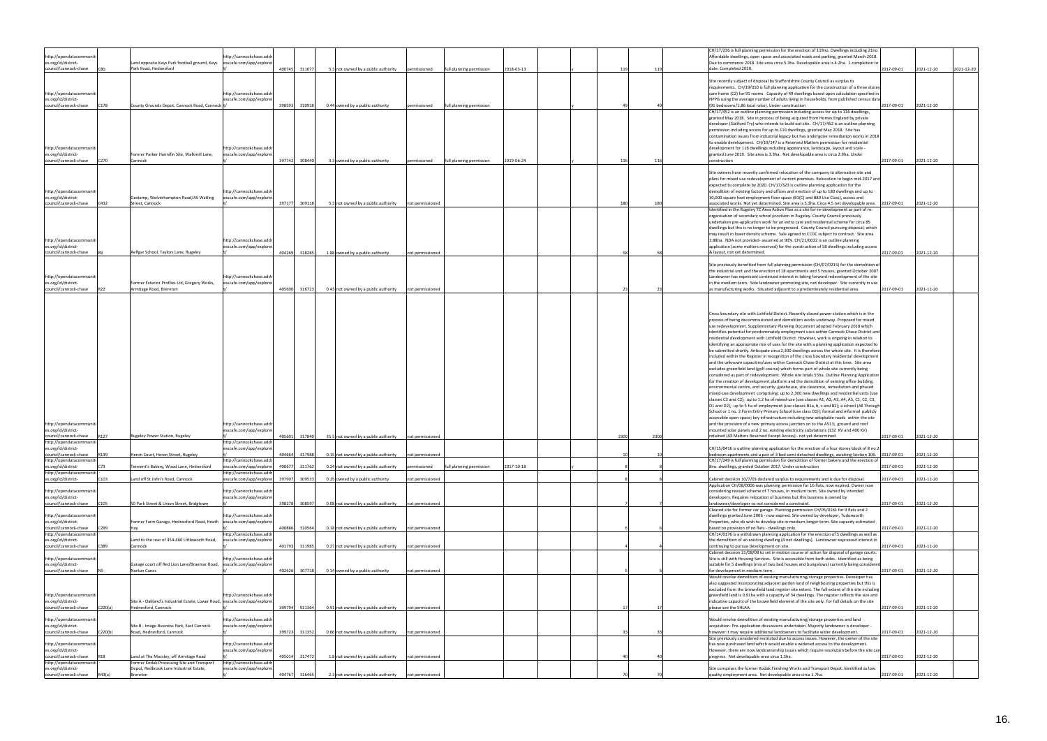| | | | | | | | | | | | | | | | | | | | |
|---|---|---|---|---|---|---|---|---|---|---|---|---|---|---|---|---|---|---|---|
| http://opendatacommunities.org/id/district-council/cannock-chase | C80 | Land opposite Keys Park football ground, Keys Park Road, Hednesford | http://cannockchase.addressafe.com/app/explorer/ | 400745 | 311077 | 5.3 | not owned by a public authority | permissioned | full planning permission | 2018-03-13 | | y | | 119 | 119 | CH/17/236 is full planning permission for the erection of 119no. Affordable dwellings, open space and associated roads and parking, granted March 2018. Due to commence 2018. Site area circa 5.3ha. Developable area is 4.2ha. 1 completion to date. Completed 2020. | 2017-09-01 | 2021-12-20 | 2021-12-20 |
| http://opendatacommunities.org/id/district-council/cannock-chase | C178 | County Grounds Depot, Cannock Road, Cannock | http://cannockchase.addressafe.com/app/explorer/ | 398593 | 310918 | 0.44 | owned by a public authority | permissioned | full planning permission | | | y | | 49 | 49 | Site recently subject of disposal by Staffordshire County Council as surplus to requirements. CH/19/010 is full planning application for the construction of a three storey care home (C2) for 91 rooms. Capacity of 49 dwellings based upon calculation specified in NPPG using the average number of adults living in households, from published census data (91 bedrooms/1.86 local ratio). Under construction | 2017-09-01 | 2021-12-20 | |
| http://opendatacommunities.org/id/district-council/cannock-chase | C270 | Former Parker Hannifin Site, Walkmill Lane, Cannock | http://cannockchase.addressafe.com/app/explorer/ | 397742 | 308440 | 3.3 | owned by a public authority | permissioned | full planning permission | 2019-06-24 | | y | | 116 | 116 | CH/17/452 is an outline planning permission including access for up to 116 dwellings, granted May 2018. Site in process of being acquired from Homes England by private developer (Galliford Try) who intends to build out site. CH/17/452 is an outline planning permission including access for up to 116 dwellings, granted May 2018. Site has contamination issues from industrial legacy but has undergone remediation works in 2018 to enable development. CH/19/147 is a Reserved Matters permission for residential development for 116 dwellings including appearance, landscape, layout and scale - granted June 2019. Site area is 3.3ha. Net developable area is circa 2.9ha. Under construction | 2017-09-01 | 2021-12-20 | |
| http://opendatacommunities.org/id/district-council/cannock-chase | C432 | Gestamp, Wolverhampton Road/A5 Watling Street, Cannock | http://cannockchase.addressafe.com/app/explorer/ | 397177 | 309118 | 5.3 | not owned by a public authority | not permissioned | | | | | | 180 | 180 | Site owners have recently confirmed relocation of the company to alternative site and plans for mixed use redevelopment of current premises. Relocation to begin mid-2017 and expected to complete by 2020. CH/17/323 is outline planning application for the demolition of existing factory and offices and erection of up to 180 dwellings and up to 30,000 square foot employment floor space (B1(C) and B89 Use Class), access and associated works. Not yet determined. Site area is 5.3ha. Circa 4.5 net developable area. | 2017-09-01 | 2021-12-20 | |
| http://opendatacommunities.org/id/district-council/cannock-chase | R9 | Aelfgar School, Taylors Lane, Rugeley | http://cannockchase.addressafe.com/app/explorer/ | 404269 | 318285 | 1.88 | owned by a public authority | not permissioned | | | | | | 58 | 58 | Identified in the Rugeley TC Area Action Plan as a site for re-development as part of re-organisation of secondary school provision in Rugeley. County Council previously undertaken pre-application work for an extra care and residential scheme for circa 85 dwellings but this is no longer to be progressed. County Council pursuing disposal, which may result in lower density scheme. Sale agreed to CCDC subject to contract. Site area 1.88ha. NDA not provided- assumed at 90%. CH/21/0022 is an outline planning application (some matters reserved) for the construction of 58 dwellings including access & layout, not yet determined. | 2017-09-01 | 2021-12-20 | |
| http://opendatacommunities.org/id/district-council/cannock-chase | R22 | Former Exterior Profiles Ltd, Gregory Works, Armitage Road, Brereton | http://cannockchase.addressafe.com/app/explorer/ | 405600 | 316723 | 0.43 | not owned by a public authority | not permissioned | | | | | | 23 | 23 | Site previously benefited from full planning permission (CH/07/0215) for the demolition of the industrial unit and the erection of 18 apartments and 5 houses, granted October 2007. Landowner has expressed continued interest in taking forward redevelopment of the site in the medium term. Sole landowner promoting site, not developer. Site currently in use as manufacturing works. Situated adjacent to a predominately residential area. | 2017-09-01 | 2021-12-20 | |
| http://opendatacommunities.org/id/district-council/cannock-chase | R127 | Rugeley Power Station, Rugeley | http://cannockchase.addressafe.com/app/explorer/ | 405601 | 317840 | 35.5 | not owned by a public authority | not permissioned | | | | | | 2300 | 2300 | Cross boundary site with Lichfield District. Recently closed power station which is in the process of being decommissioned and demolition works underway. Proposed for mixed use redevelopment. Supplementary Planning Document adopted February 2018 which identifies potential for predominately employment uses within Cannock Chase District and residential development with Lichfield District. However, work is ongoing in relation to identifying an appropriate mix of uses for the site with a planning application expected to be submitted shortly. Anticipate circa 2,300 dwellings across the whole site. It is therefore included within the Register in recognition of the cross boundary residential development and the unknown capacities/uses within Cannock Chase District at this time. Site area excludes greenfield land (golf course) which forms part of whole site currently being considered as part of redevelopment. Whole site totals 55ha. Outline Planning Application for the creation of development platform and the demolition of existing office building, environmental centre, and security gatehouse, site clearance, remediation and phased mixed-use development comprising: up to 2,300 new dwellings and residential units (use classes C3 and C2); up to 1.2 ha of mixed-use (use classes A1, A2, A3, A4, A5, C1, C2, C3, D1 and D2); up to 5 ha of employment (use classes B1a, b, c and B2); a school (All Through School or 1 no. 2 Form Entry Primary School (use class D1)); formal and informal publicly accessible open space; key infrastructure including new adoptable roads within the site and the provision of a new primary access junction on to the A513; ground and roof mounted solar panels and 2 no. existing electricity substations (132 KV and 400 KV) retained (All Matters Reserved Except Access) - not yet determined | 2017-09-01 | 2021-12-20 | |
| http://opendatacommunities.org/id/district-council/cannock-chase | R139 | Heron Court, Heron Street, Rugeley | http://cannockchase.addressafe.com/app/explorer/ | 404664 | 317988 | 0.15 | not owned by a public authority | not permissioned | | | | | | 10 | 10 | CH/15/0416 is outline planning application for the erection of a four storey block of 8 no 2-bedroom apartments and a pair of 3 bed semi-detached dwellings, awaiting Section 106. | 2017-09-01 | 2021-12-20 | |
| http://opendatacommunities.org/id/district-council/cannock-chase | C73 | Tennent's Bakery, Wood Lane, Hednesford | http://cannockchase.addressafe.com/app/explorer/ | 400677 | 311762 | 0.24 | not owned by a public authority | permissioned | full planning permission | 2017-10-18 | | | | 8 | 8 | CH/17/249 is full planning permission for demolition of former bakery and the erection of 8no. dwellings, granted October 2017. Under construction | 2017-09-01 | 2021-12-20 | |
| http://opendatacommunities.org/id/district-council/cannock-chase | C103 | Land off St John's Road, Cannock | http://cannockchase.addressafe.com/app/explorer/ | 397907 | 309533 | 0.25 | owned by a public authority | not permissioned | | | | | | 8 | 8 | Cabinet decision 10/7/03 declared surplus to requirements and is due for disposal. | 2017-09-01 | 2021-12-20 | |
| http://opendatacommunities.org/id/district-council/cannock-chase | C105 | 50 Park Street & Union Street, Bridgtown | http://cannockchase.addressafe.com/app/explorer/ | 398278 | 308597 | 0.08 | not owned by a public authority | not permissioned | | | | | | 7 | 7 | Application CH/08/0006 was planning permission for 16 flats, now expired. Owner now considering revised scheme of 7 houses, in medium term. Site owned by intended developers. Requires relocation of business but this business is owned by landowner/developer so not considered a constraint. | 2017-09-01 | 2021-12-20 | |
| http://opendatacommunities.org/id/district-council/cannock-chase | C299 | Former Farm Garage, Hednesford Road, Heath Hay | http://cannockchase.addressafe.com/app/explorer/ | 400886 | 310564 | 0.18 | not owned by a public authority | not permissioned | | | | | | 6 | 6 | Cleared site for former car garage. Planning permission CH/05/0161 for 9 flats and 2 dwellings granted June 2006 - now expired. Site owned by developer, Tudorworth Properties, who do wish to develop site in medium-longer term. Site capacity estimated based on provision of no flats - dwellings only. | 2017-09-01 | 2021-12-20 | |
| http://opendatacommunities.org/id/district-council/cannock-chase | C389 | Land to the rear of 454-460 Littleworth Road, Cannock | http://cannockchase.addressafe.com/app/explorer/ | 401793 | 311985 | 0.27 | not owned by a public authority | not permissioned | | | | | | 4 | 4 | CH/14/0176 is a withdrawn planning application for the erection of 5 dwellings as well as the demolition of an existing dwelling (4 net dwellings). Landowner expressed interest in continuing to pursue development on site. | 2017-09-01 | 2021-12-20 | |
| http://opendatacommunities.org/id/district-council/cannock-chase | N5 | Garage court off Red Lion Lane/Braemar Road, Norton Canes | http://cannockchase.addressafe.com/app/explorer/ | 402626 | 307718 | 0.14 | owned by a public authority | not permissioned | | | | | | 5 | 5 | Cabinet decision 21/08/08 to set in motion course of action for disposal of garage courts. Site is still with Housing Services. Site is accessible from both sides. Identified as being suitable for 5 dwellings (mix of two bed houses and bungalows) currently being considered for development in medium term. | 2017-09-01 | 2021-12-20 | |
| http://opendatacommunities.org/id/district-council/cannock-chase | C220(a) | Site A - Oakland's Industrial Estate, Lower Road, Hednesford, Cannock | http://cannockchase.addressafe.com/app/explorer/ | 399794 | 911364 | 0.91 | not owned by a public authority | not permissioned | | | | | | 17 | 17 | Would involve demolition of existing manufacturing/storage properties. Developer has also suggested incorporating adjacent garden land of neighbouring properties but this is excluded from the brownfield land register site extent. The full extent of this site including greenfield land is 0.91ha with a capacity of 34 dwellings. The register reflects the size and indicative capacity of the brownfield element of the site only. For full details on the site please see the SHLAA. | 2017-09-01 | 2021-12-20 | |
| http://opendatacommunities.org/id/district-council/cannock-chase | C220(b) | Site B - Image Business Park, East Cannock Road, Hednesford, Cannock | http://cannockchase.addressafe.com/app/explorer/ | 399723 | 311352 | 0.66 | not owned by a public authority | not permissioned | | | | | | 33 | 33 | Would involve demolition of existing manufacturing/storage properties and land acquisition. Pre-application discussions undertaken. Majority landowner is developer - however it may require additional landowners to facilitate wider development. | 2017-09-01 | 2021-12-20 | |
| http://opendatacommunities.org/id/district-council/cannock-chase | R18 | Land at The Mossley, off Armitage Road | http://cannockchase.addressafe.com/app/explorer/ | 405014 | 317472 | 1.8 | not owned by a public authority | not permissioned | | | | | | 40 | 40 | Site previously considered restricted due to access issues. However, the owner of the site has now purchased land which would enable a widened access to the development. However, there are now landownership issues which require resolution before the site can progress. Net developable area circa 1.3ha. | 2017-09-01 | 2021-12-20 | |
| http://opendatacommunities.org/id/district-council/cannock-chase | R43(a) | Former Kodak Processing Site and Transport Depot, Redbrook Lane Industrial Estate, Brereton | http://cannockchase.addressafe.com/app/explorer/ | 404767 | 316465 | 2.3 | not owned by a public authority | not permissioned | | | | | | 70 | 70 | Site comprises the former Kodak Finishing Works and Transport Depot. Identified as low quality employment area. Net developable area circa 1.7ha. | 2017-09-01 | 2021-12-20 | |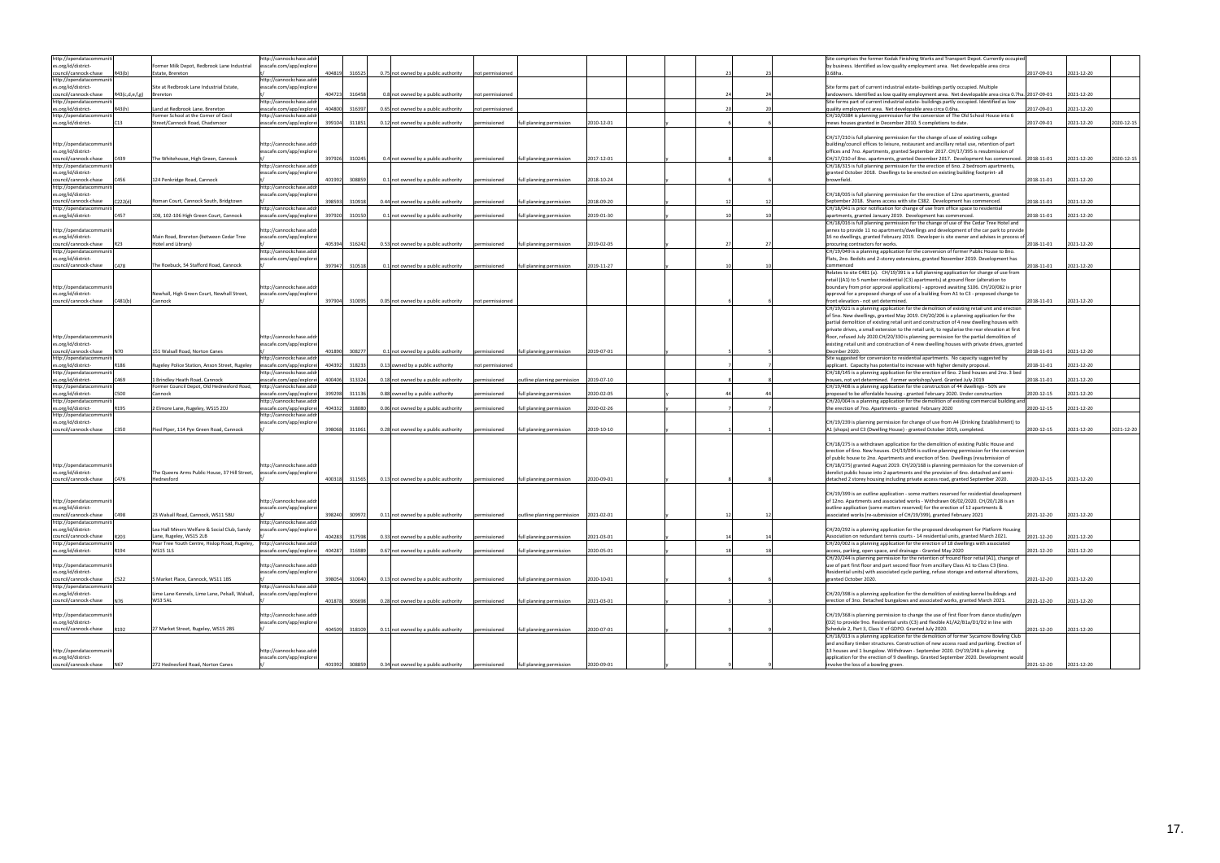| | | | | | | | | | | | | | | | | | | | | |
|---|---|---|---|---|---|---|---|---|---|---|---|---|---|---|---|---|---|---|---|---|
| http://opendatacommunities.org/id/district-council/cannock-chase | R43(b) | Former Milk Depot, Redbrook Lane Industrial Estate, Brereton | http://cannockchase.addresscafe.com/app/explorer/ | 404819 | 316525 | 0.75 | not owned by a public authority | not permissioned | | | | | | | 23 | 23 | Site comprises the former Kodak Finishing Works and Transport Depot. Currently occupied by business. Identified as low quality employment area. Net developable area circa 0.68ha. | 2017-09-01 | 2021-12-20 | |
| http://opendatacommunities.org/id/district-council/cannock-chase | R43(c,d,e,f,g) | Site at Redbrook Lane Industrial Estate, Brereton | http://cannockchase.addresscafe.com/app/explorer/ | 404723 | 316458 | 0.8 | not owned by a public authority | not permissioned | | | | | | | 24 | 24 | Site forms part of current industrial estate- buildings partly occupied. Multiple landowners. Identified as low quality employment area. Net developable area circa 0.7ha. | 2017-09-01 | 2021-12-20 | |
| http://opendatacommunities.org/id/district-council/cannock-chase | R43(h) | Land at Redbrook Lane, Brereton | http://cannockchase.addresscafe.com/app/explorer/ | 404800 | 316397 | 0.65 | not owned by a public authority | not permissioned | | | | | | | 20 | 20 | Site forms part of current industrial estate- buildings partly occupied. Identified as low quality employment area. Net developable area circa 0.6ha. | 2017-09-01 | 2021-12-20 | |
| http://opendatacommunities.org/id/district-council/cannock-chase | C13 | Former School at the Corner of Cecil Street/Cannock Road, Chadsmoor | http://cannockchase.addresscafe.com/app/explorer/ | 399104 | 311851 | 0.12 | not owned by a public authority | permissioned | full planning permission | 2010-12-01 | | y | | | 6 | 6 | CH/10/0384 is planning permission for the conversion of The Old School House into 6 mews houses granted in December 2010. 5 completions to date. | 2017-09-01 | 2021-12-20 | 2020-12-15 |
| http://opendatacommunities.org/id/district-council/cannock-chase | C439 | The Whitehouse, High Green, Cannock | http://cannockchase.addresscafe.com/app/explorer/ | 397926 | 310245 | 0.4 | not owned by a public authority | permissioned | full planning permission | 2017-12-01 | | y | | | 8 | 8 | CH/17/210 is full planning permission for the change of use of existing college building/council offices to leisure, restaurant and ancillary retail use, retention of part offices and 7no. Apartments, granted September 2017. CH/17/395 is resubmission of CH/17/210 of 8no. apartments, granted December 2017. Development has commenced. | 2018-11-01 | 2021-12-20 | 2020-12-15 |
| http://opendatacommunities.org/id/district-council/cannock-chase | C456 | 124 Penkridge Road, Cannock | http://cannockchase.addresscafe.com/app/explorer/ | 401992 | 308859 | 0.1 | not owned by a public authority | permissioned | full planning permission | 2018-10-24 | | y | | | 6 | 6 | CH/18/315 is full planning permission for the erection of 6no. 2 bedroom apartments, granted October 2018. Dwellings to be erected on existing building footprint- all brownfield. | 2018-11-01 | 2021-12-20 | |
| http://opendatacommunities.org/id/district-council/cannock-chase | C222(d) | Roman Court, Cannock South, Bridgtown | http://cannockchase.addresscafe.com/app/explorer/ | 398593 | 310918 | 0.44 | not owned by a public authority | permissioned | full planning permission | 2018-09-20 | | y | | | 12 | 12 | CH/18/035 is full planning permission for the erection of 12no apartments, granted September 2018. Shares access with site C382. Development has commenced. | 2018-11-01 | 2021-12-20 | |
| http://opendatacommunities.org/id/district-council/cannock-chase | C457 | 108, 102-106 High Green Court, Cannock | http://cannockchase.addresscafe.com/app/explorer/ | 397920 | 310150 | 0.1 | not owned by a public authority | permissioned | full planning permission | 2019-01-30 | | y | | | 10 | 10 | CH/18/041 is prior notification for change of use from office space to residential apartments, granted January 2019. Development has commenced. | 2018-11-01 | 2021-12-20 | |
| http://opendatacommunities.org/id/district-council/cannock-chase | R23 | Main Road, Brereton (between Cedar Tree Hotel and Library) | http://cannockchase.addresscafe.com/app/explorer/ | 405394 | 316242 | 0.53 | not owned by a public authority | permissioned | full planning permission | 2019-02-05 | | y | | | 27 | 27 | CH/18/016 is full planning permission for the change of use of the Cedar Tree Hotel and annex to provide 11 no apartments/dwellings and development of the car park to provide 16 no dwellings, granted February 2019. Developer is site owner and advises in process of procuring contractors for works. | 2018-11-01 | 2021-12-20 | |
| http://opendatacommunities.org/id/district-council/cannock-chase | C478 | The Roebuck, 54 Stafford Road, Cannock | http://cannockchase.addresscafe.com/app/explorer/ | 397947 | 310518 | 0.1 | not owned by a public authority | permissioned | full planning permission | 2019-11-27 | | y | | | 10 | 10 | CH/19/049 is a planning application for the conversion of former Public House to 8no. Flats, 2no. Bedsits and 2-storey extensions, granted November 2019. Development has commenced | 2018-11-01 | 2021-12-20 | |
| http://opendatacommunities.org/id/district-council/cannock-chase | C481(b) | Newhall, High Green Court, Newhall Street, Cannock | http://cannockchase.addresscafe.com/app/explorer/ | 397904 | 310095 | 0.05 | not owned by a public authority | not permissioned | | | | | | | 6 | 6 | Relates to site C481 (a). CH/19/391 is a full planning application for change of use from retail ((A1) to 5 number residential (C3) apartments) at ground floor (alteration to boundary from prior approval applications) - approved awaiting S106. CH/20/082 is prior approval for a proposed change of use of a building from A1 to C3 - proposed change to front elevation - not yet determined. | 2018-11-01 | 2021-12-20 | |
| http://opendatacommunities.org/id/district-council/cannock-chase | N70 | 151 Walsall Road, Norton Canes | http://cannockchase.addresscafe.com/app/explorer/ | 401890 | 308277 | 0.1 | not owned by a public authority | permissioned | full planning permission | 2019-07-01 | | y | | | 5 | 5 | CH/19/021 is a planning application for the demolition of existing retail unit and erection of 5no. New dwellings, granted May 2019. CH/20/206 is a planning application for the partial demolition of existing retail unit and construction of 4 new dwelling houses with private drives, a small extension to the retail unit, to regularise the rear elevation at first floor, refused July 2020.CH/20/330 is planning permission for the partial demolition of existing retail unit and construction of 4 new dwelling houses with private drives, granted December 2020. | 2018-11-01 | 2021-12-20 | |
| http://opendatacommunities.org/id/district-council/cannock-chase | R186 | Rugeley Police Station, Anson Street, Rugeley | http://cannockchase.addresscafe.com/app/explorer/ | 404392 | 318233 | 0.13 | owned by a public authority | not permissioned | | | | | | | 7 | 7 | Site suggested for conversion to residential apartments. No capacity suggested by applicant. Capacity has potential to increase with higher density proposal. | 2018-11-01 | 2021-12-20 | |
| http://opendatacommunities.org/id/district-council/cannock-chase | C469 | 1 Brindley Heath Road, Cannock | http://cannockchase.addresscafe.com/app/explorer/ | 400406 | 313324 | 0.18 | not owned by a public authority | permissioned | outline planning permission | 2019-07-10 | | y | | | 8 | 8 | CH/18/145 is a planning application for the erection of 6no. 2 bed houses and 2no. 3 bed houses, not yet determined. Former workshop/yard. Granted July 2019 | 2018-11-01 | 2021-12-20 | |
| http://opendatacommunities.org/id/district-council/cannock-chase | C500 | Former Council Depot, Old Hednesford Road, Cannock | http://cannockchase.addresscafe.com/app/explorer/ | 399298 | 311136 | 0.88 | owned by a public authority | permissioned | full planning permission | 2020-02-05 | | y | | | 44 | 44 | CH/19/408 is a planning application for the construction of 44 dwellings - 50% are proposed to be affordable housing - granted February 2020. Under construction | 2020-12-15 | 2021-12-20 | |
| http://opendatacommunities.org/id/district-council/cannock-chase | R195 | 2 Elmore Lane, Rugeley, WS15 2DJ | http://cannockchase.addresscafe.com/app/explorer/ | 404332 | 318080 | 0.06 | not owned by a public authority | permissioned | full planning permission | 2020-02-26 | | y | | | 7 | 7 | CH/20/004 is a planning application for the demolition of existing commercial building and the erection of 7no. Apartments - granted February 2020 | 2020-12-15 | 2021-12-20 | |
| http://opendatacommunities.org/id/district-council/cannock-chase | C350 | Pied Piper, 114 Pye Green Road, Cannock | http://cannockchase.addresscafe.com/app/explorer/ | 398068 | 311061 | 0.28 | not owned by a public authority | permissioned | full planning permission | 2019-10-10 | | y | | | 1 | 1 | CH/19/239 is planning permission for change of use from A4 (Drinking Establishment) to A1 (shops) and C3 (Dwelling House) - granted October 2019, completed. | 2020-12-15 | 2021-12-20 | 2021-12-20 |
| http://opendatacommunities.org/id/district-council/cannock-chase | C476 | The Queens Arms Public House, 37 Hill Street, Hednesford | http://cannockchase.addresscafe.com/app/explorer/ | 400318 | 311565 | 0.13 | not owned by a public authority | permissioned | full planning permission | 2020-09-01 | | y | | | 8 | 8 | CH/18/275 is a withdrawn application for the demolition of existing Public House and erection of 6no. New houses. CH/19/094 is outline planning permission for the conversion of public house to 2no. Apartments and erection of 5no. Dwellings (resubmission of CH/18/275) granted August 2019. CH/20/168 is planning permission for the conversion of derelict public house into 2 apartments and the provision of 6no. detached and semi-detached 2 storey housing including private access road, granted September 2020. | 2020-12-15 | 2021-12-20 | |
| http://opendatacommunities.org/id/district-council/cannock-chase | C498 | 23 Walsall Road, Cannock, WS11 5BU | http://cannockchase.addresscafe.com/app/explorer/ | 398240 | 309972 | 0.11 | not owned by a public authority | permissioned | outline planning permission | 2021-02-01 | | y | | | 12 | 12 | CH/19/399 is an outline application - some matters reserved for residential development of 12no. Apartments and associated works - Withdrawn 06/02/2020. CH/20/128 is an outline application (some matters reserved) for the erection of 12 apartments & associated works (re-submission of CH/19/399), granted February 2021 | 2021-12-20 | 2021-12-20 | |
| http://opendatacommunities.org/id/district-council/cannock-chase | R203 | Lea Hall Miners Welfare & Social Club, Sandy Lane, Rugeley, WS15 2LB | http://cannockchase.addresscafe.com/app/explorer/ | 404283 | 317598 | 0.33 | not owned by a public authority | permissioned | full planning permission | 2021-03-01 | | y | | | 14 | 14 | CH/20/292 is a planning application for the proposed development for Platform Housing Association on redundant tennis courts - 14 residential units, granted March 2021. | 2021-12-20 | 2021-12-20 | |
| http://opendatacommunities.org/id/district-council/cannock-chase | R194 | Pear Tree Youth Centre, Hislop Road, Rugeley, WS15 1LS | http://cannockchase.addresscafe.com/app/explorer/ | 404287 | 316989 | 0.67 | not owned by a public authority | permissioned | full planning permission | 2020-05-01 | | y | | | 18 | 18 | CH/20/002 is a planning application for the erection of 18 dwellings with associated access, parking, open space, and drainage - Granted May 2020 | 2021-12-20 | 2021-12-20 | |
| http://opendatacommunities.org/id/district-council/cannock-chase | C522 | 5 Market Place, Cannock, WS11 1BS | http://cannockchase.addresscafe.com/app/explorer/ | 398054 | 310040 | 0.13 | not owned by a public authority | permissioned | full planning permission | 2020-10-01 | | y | | | 6 | 6 | CH/20/244 is planning permission for the retention of ground floor retail (A1), change of use of part first floor and part second floor from ancillary Class A1 to Class C3 (6no. Residential units) with associated cycle parking, refuse storage and external alterations, granted October 2020. | 2021-12-20 | 2021-12-20 | |
| http://opendatacommunities.org/id/district-council/cannock-chase | N76 | Lime Lane Kennels, Lime Lane, Pelsall, Walsall, WS3 5AL | http://cannockchase.addresscafe.com/app/explorer/ | 401878 | 306698 | 0.28 | not owned by a public authority | permissioned | full planning permission | 2021-03-01 | | y | | | 3 | 3 | CH/20/398 is a planning application for the demolition of existing kennel buildings and erection of 3no. Detached bungalows and associated works, granted March 2021. | 2021-12-20 | 2021-12-20 | |
| http://opendatacommunities.org/id/district-council/cannock-chase | R192 | 27 Market Street, Rugeley, WS15 2BS | http://cannockchase.addresscafe.com/app/explorer/ | 404509 | 318109 | 0.11 | not owned by a public authority | permissioned | full planning permission | 2020-07-01 | | y | | | 9 | 9 | CH/19/368 is planning permission to change the use of first floor from dance studio/gym (D2) to provide 9no. Residential units (C3) and flexible A1/A2/B1a/D1/D2 in line with Schedule 2, Part 3, Class V of GDPO. Granted July 2020. | 2021-12-20 | 2021-12-20 | |
| http://opendatacommunities.org/id/district-council/cannock-chase | N67 | 272 Hednesford Road, Norton Canes | http://cannockchase.addresscafe.com/app/explorer/ | 401992 | 308859 | 0.34 | not owned by a public authority | permissioned | full planning permission | 2020-09-01 | | y | | | 9 | 9 | CH/18/013 is a planning application for the demolition of former Sycamore Bowling Club and ancillary timber structures. Construction of new access road and parking. Erection of 13 houses and 1 bungalow. Withdrawn - September 2020. CH/19/248 is planning application for the erection of 9 dwellings. Granted September 2020. Development would involve the loss of a bowling green. | 2021-12-20 | 2021-12-20 | |